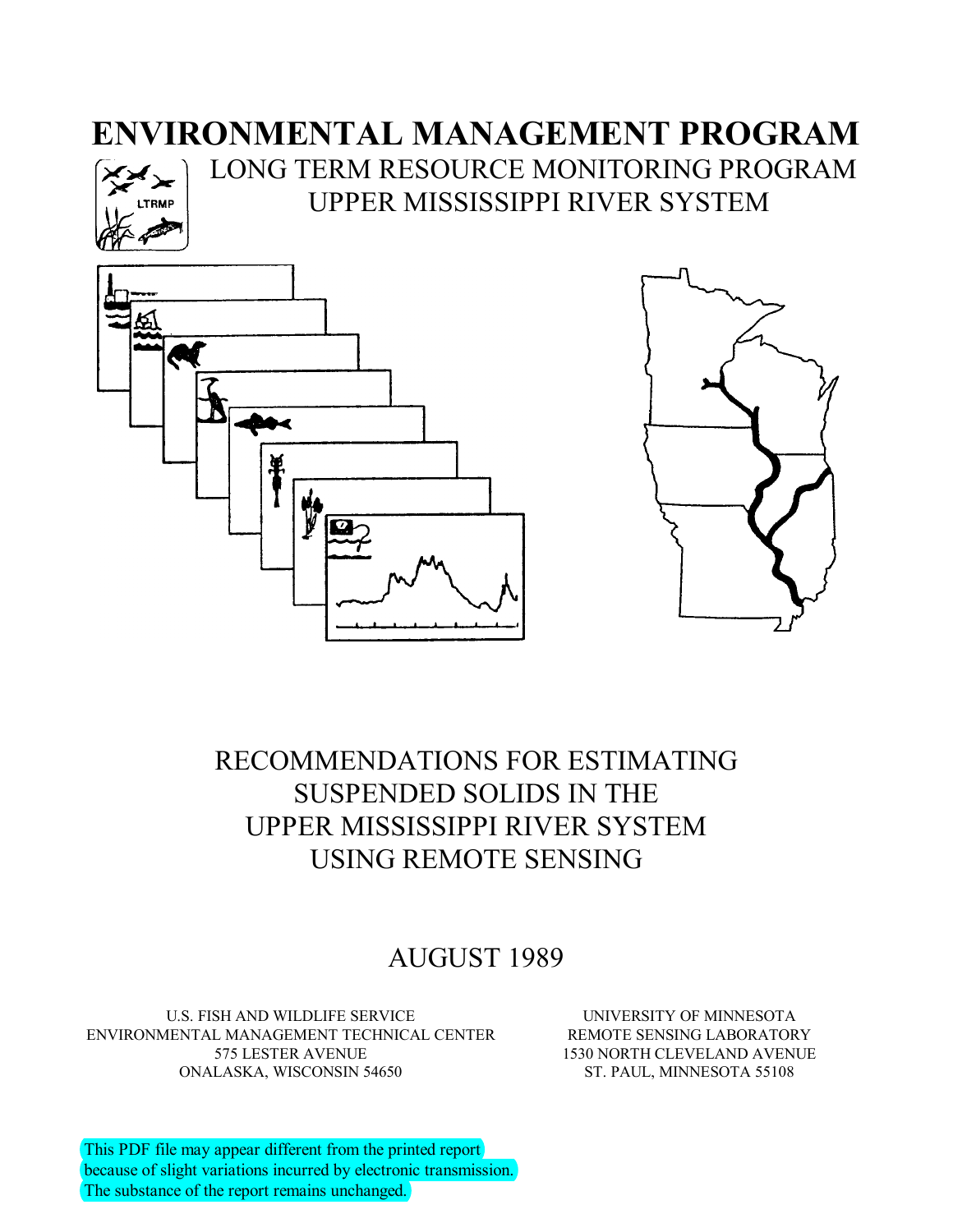# ENVIRONMENTAL MANAGEMENT PROGRAM

LONG TERM RESOURCE MONITORING PROGRAM
UPPER MISSISSIPPI RIVER SYSTEM

## RECOMMENDATIONS FOR ESTIMATING SUSPENDED SOLIDS IN THE UPPER MISSISSIPPI RIVER SYSTEM USING REMOTE SENSING

AUGUST 1989

U.S. FISH AND WILDLIFE SERVICE
ENVIRONMENTAL MANAGEMENT TECHNICAL CENTER
575 LESTER AVENUE
ONALASKA, WISCONSIN 54650

UNIVERSITY OF MINNESOTA
REMOTE SENSING LABORATORY
1530 NORTH CLEVELAND AVENUE
ST. PAUL, MINNESOTA 55108

This PDF file may appear different from the printed report because of slight variations incurred by electronic transmission. The substance of the report remains unchanged.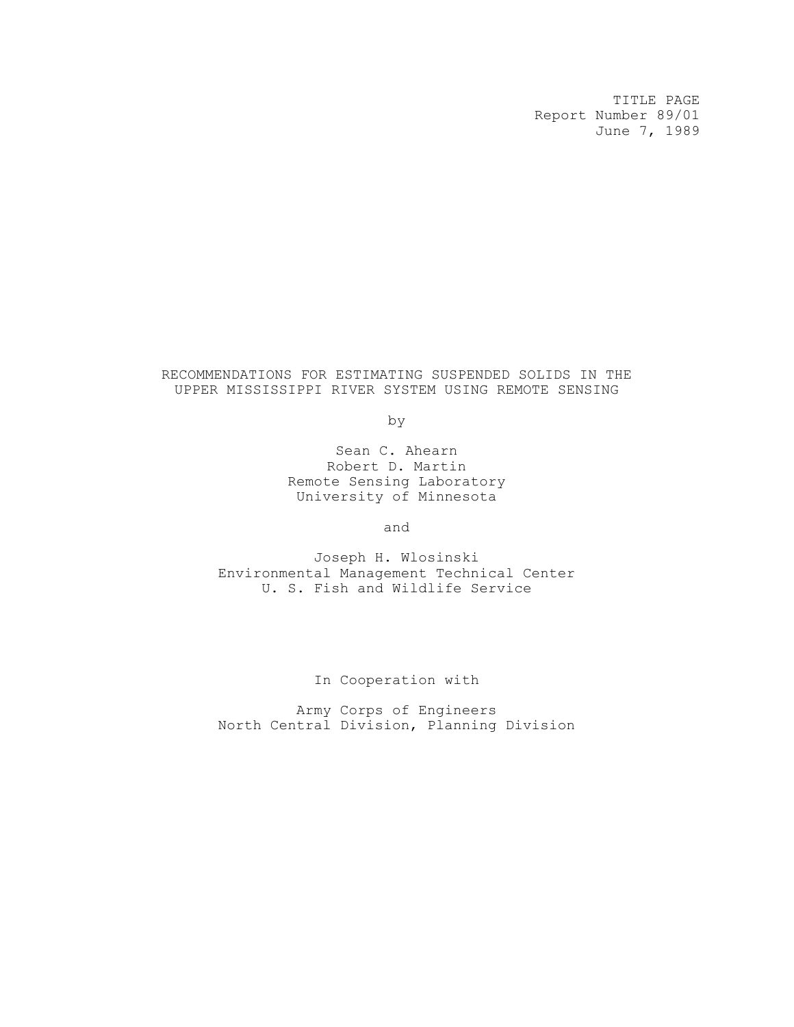TITLE PAGE
Report Number 89/01
June 7, 1989

# RECOMMENDATIONS FOR ESTIMATING SUSPENDED SOLIDS IN THE UPPER MISSISSIPPI RIVER SYSTEM USING REMOTE SENSING

by

Sean C. Ahearn
Robert D. Martin
Remote Sensing Laboratory
University of Minnesota

and

Joseph H. Wlosinski
Environmental Management Technical Center
U. S. Fish and Wildlife Service

In Cooperation with

Army Corps of Engineers
North Central Division, Planning Division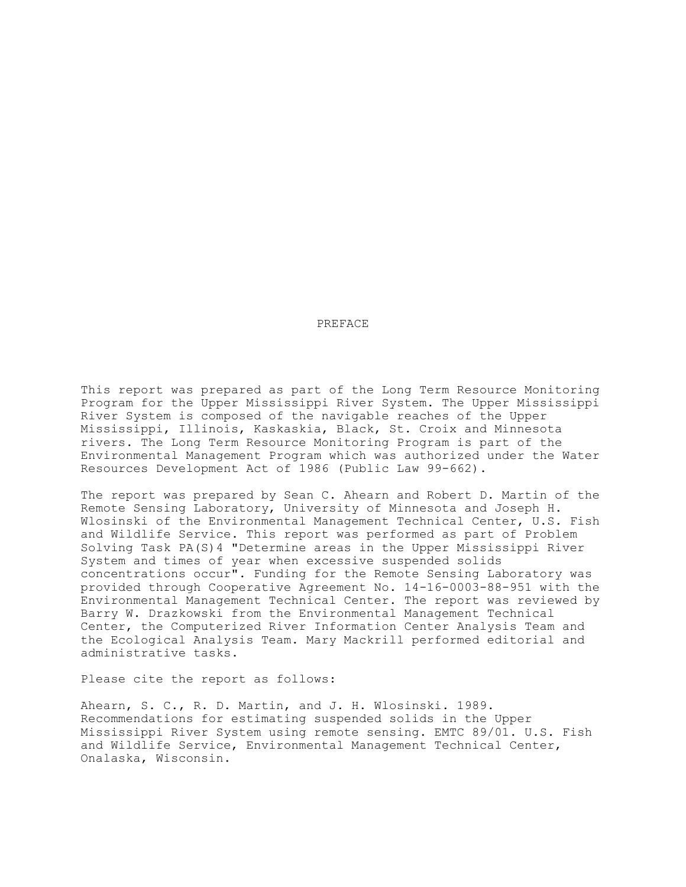# PREFACE

This report was prepared as part of the Long Term Resource Monitoring Program for the Upper Mississippi River System. The Upper Mississippi River System is composed of the navigable reaches of the Upper Mississippi, Illinois, Kaskaskia, Black, St. Croix and Minnesota rivers. The Long Term Resource Monitoring Program is part of the Environmental Management Program which was authorized under the Water Resources Development Act of 1986 (Public Law 99-662).

The report was prepared by Sean C. Ahearn and Robert D. Martin of the Remote Sensing Laboratory, University of Minnesota and Joseph H. Wlosinski of the Environmental Management Technical Center, U.S. Fish and Wildlife Service. This report was performed as part of Problem Solving Task PA(S)4 "Determine areas in the Upper Mississippi River System and times of year when excessive suspended solids concentrations occur". Funding for the Remote Sensing Laboratory was provided through Cooperative Agreement No. 14-16-0003-88-951 with the Environmental Management Technical Center. The report was reviewed by Barry W. Drazkowski from the Environmental Management Technical Center, the Computerized River Information Center Analysis Team and the Ecological Analysis Team. Mary Mackrill performed editorial and administrative tasks.

Please cite the report as follows:

Ahearn, S. C., R. D. Martin, and J. H. Wlosinski. 1989. Recommendations for estimating suspended solids in the Upper Mississippi River System using remote sensing. EMTC 89/01. U.S. Fish and Wildlife Service, Environmental Management Technical Center, Onalaska, Wisconsin.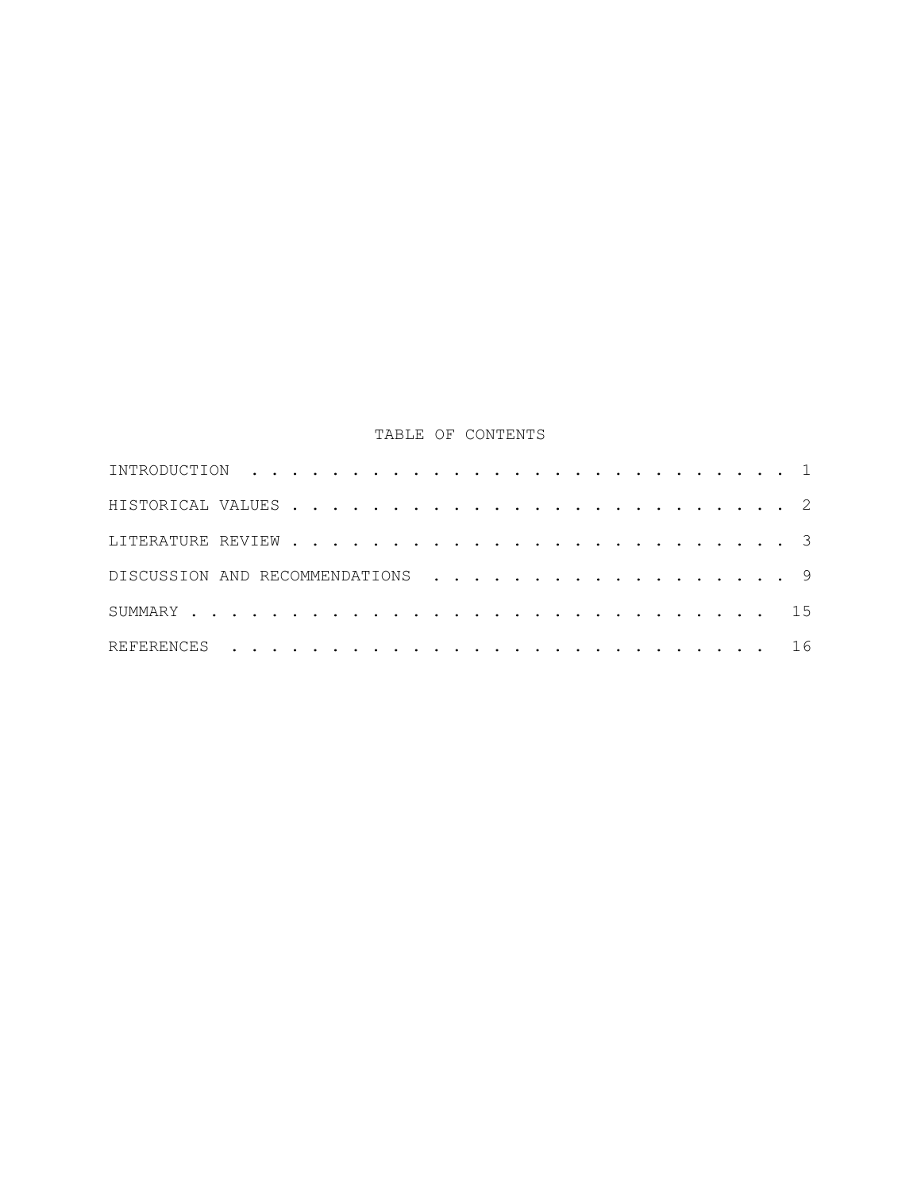# TABLE OF CONTENTS

INTRODUCTION . . . . . . . . . . . . . . . . . . . . . . . . . . 1

HISTORICAL VALUES . . . . . . . . . . . . . . . . . . . . . . . . 2

LITERATURE REVIEW . . . . . . . . . . . . . . . . . . . . . . . . 3

DISCUSSION AND RECOMMENDATIONS . . . . . . . . . . . . . . . . . 9

SUMMARY . . . . . . . . . . . . . . . . . . . . . . . . . . . . 15

REFERENCES . . . . . . . . . . . . . . . . . . . . . . . . . . 16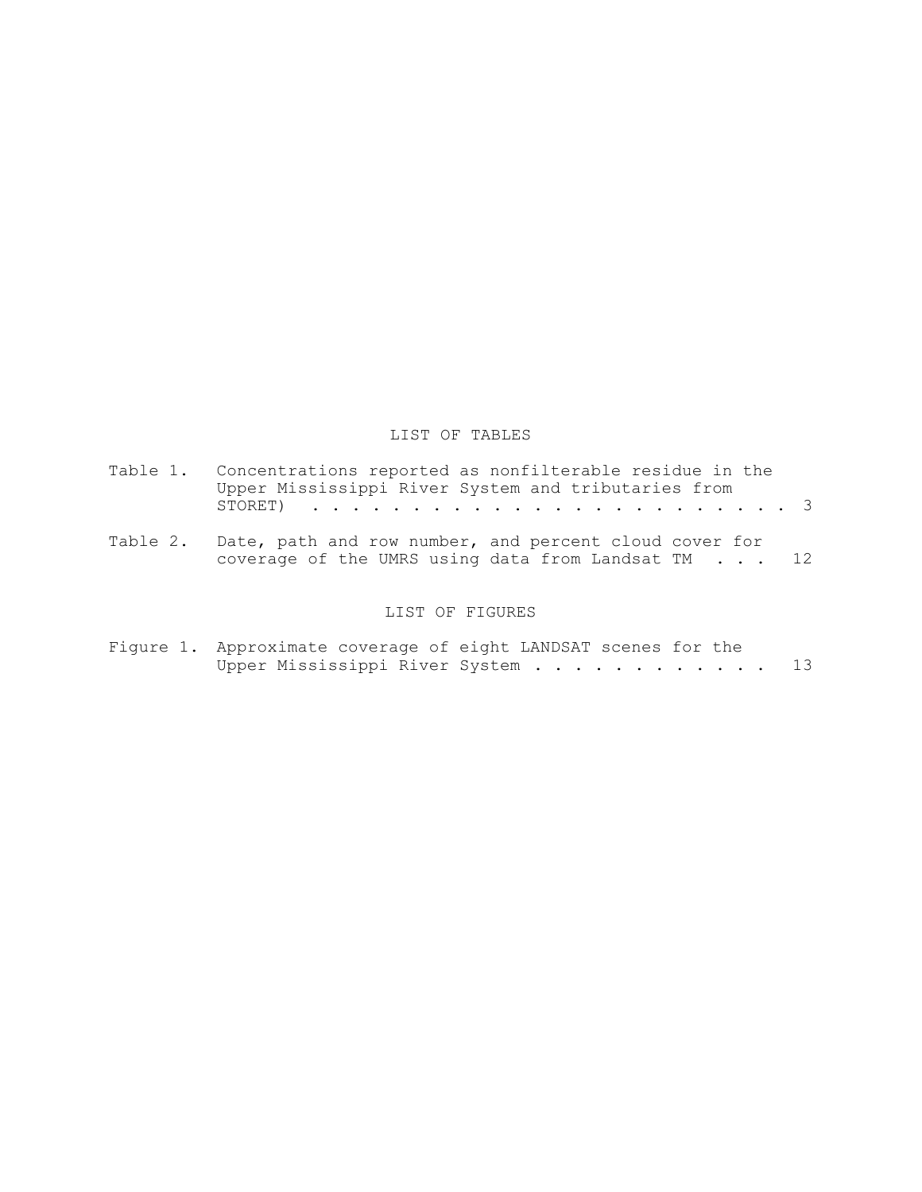## LIST OF TABLES

Table 1. Concentrations reported as nonfilterable residue in the Upper Mississippi River System and tributaries from STORET) . . . . . . . . . . . . . . . . . . . . . . . . . 3

Table 2. Date, path and row number, and percent cloud cover for coverage of the UMRS using data from Landsat TM . . . 12

## LIST OF FIGURES

Figure 1. Approximate coverage of eight LANDSAT scenes for the Upper Mississippi River System . . . . . . . . . . . . 13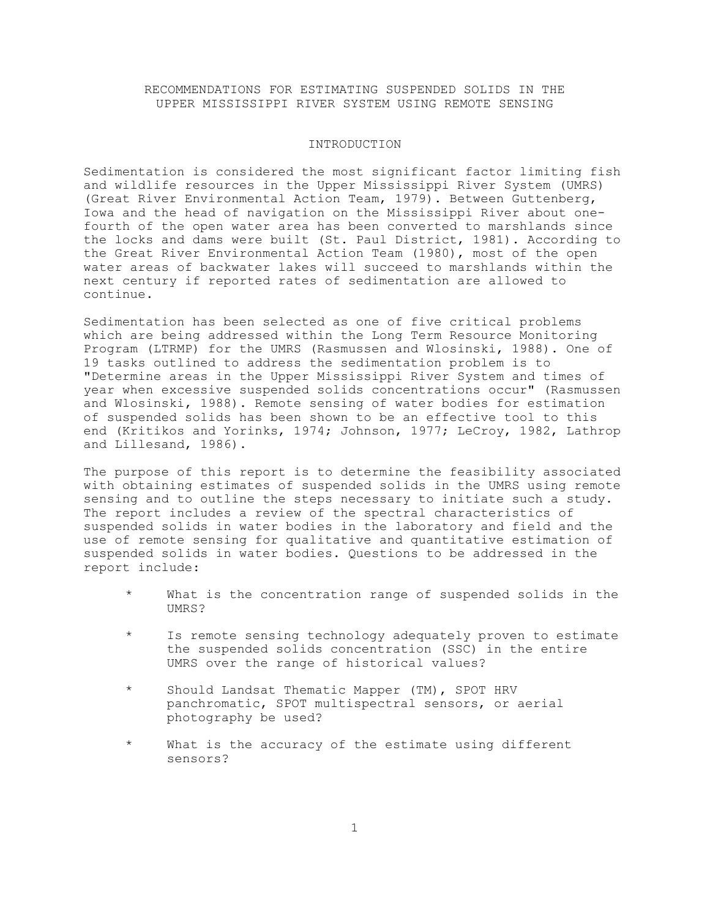# RECOMMENDATIONS FOR ESTIMATING SUSPENDED SOLIDS IN THE UPPER MISSISSIPPI RIVER SYSTEM USING REMOTE SENSING

## INTRODUCTION

Sedimentation is considered the most significant factor limiting fish and wildlife resources in the Upper Mississippi River System (UMRS) (Great River Environmental Action Team, 1979). Between Guttenberg, Iowa and the head of navigation on the Mississippi River about one-fourth of the open water area has been converted to marshlands since the locks and dams were built (St. Paul District, 1981). According to the Great River Environmental Action Team (1980), most of the open water areas of backwater lakes will succeed to marshlands within the next century if reported rates of sedimentation are allowed to continue.

Sedimentation has been selected as one of five critical problems which are being addressed within the Long Term Resource Monitoring Program (LTRMP) for the UMRS (Rasmussen and Wlosinski, 1988). One of 19 tasks outlined to address the sedimentation problem is to "Determine areas in the Upper Mississippi River System and times of year when excessive suspended solids concentrations occur" (Rasmussen and Wlosinski, 1988). Remote sensing of water bodies for estimation of suspended solids has been shown to be an effective tool to this end (Kritikos and Yorinks, 1974; Johnson, 1977; LeCroy, 1982, Lathrop and Lillesand, 1986).

The purpose of this report is to determine the feasibility associated with obtaining estimates of suspended solids in the UMRS using remote sensing and to outline the steps necessary to initiate such a study. The report includes a review of the spectral characteristics of suspended solids in water bodies in the laboratory and field and the use of remote sensing for qualitative and quantitative estimation of suspended solids in water bodies. Questions to be addressed in the report include:

* What is the concentration range of suspended solids in the UMRS?
* Is remote sensing technology adequately proven to estimate the suspended solids concentration (SSC) in the entire UMRS over the range of historical values?
* Should Landsat Thematic Mapper (TM), SPOT HRV panchromatic, SPOT multispectral sensors, or aerial photography be used?
* What is the accuracy of the estimate using different sensors?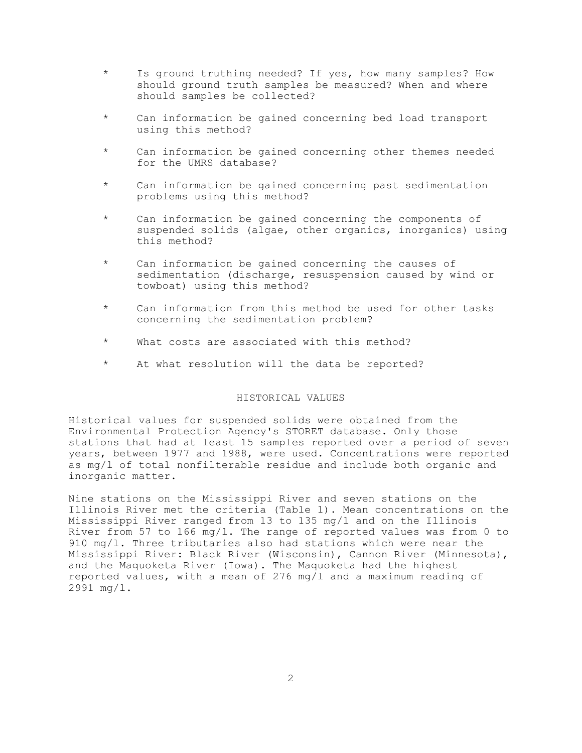* Is ground truthing needed? If yes, how many samples? How should ground truth samples be measured? When and where should samples be collected?

* Can information be gained concerning bed load transport using this method?

* Can information be gained concerning other themes needed for the UMRS database?

* Can information be gained concerning past sedimentation problems using this method?

* Can information be gained concerning the components of suspended solids (algae, other organics, inorganics) using this method?

* Can information be gained concerning the causes of sedimentation (discharge, resuspension caused by wind or towboat) using this method?

* Can information from this method be used for other tasks concerning the sedimentation problem?

* What costs are associated with this method?

* At what resolution will the data be reported?

## HISTORICAL VALUES

Historical values for suspended solids were obtained from the Environmental Protection Agency's STORET database. Only those stations that had at least 15 samples reported over a period of seven years, between 1977 and 1988, were used. Concentrations were reported as mg/l of total nonfilterable residue and include both organic and inorganic matter.

Nine stations on the Mississippi River and seven stations on the Illinois River met the criteria (Table 1). Mean concentrations on the Mississippi River ranged from 13 to 135 mg/l and on the Illinois River from 57 to 166 mg/l. The range of reported values was from 0 to 910 mg/l. Three tributaries also had stations which were near the Mississippi River: Black River (Wisconsin), Cannon River (Minnesota), and the Maquoketa River (Iowa). The Maquoketa had the highest reported values, with a mean of 276 mg/l and a maximum reading of 2991 mg/l.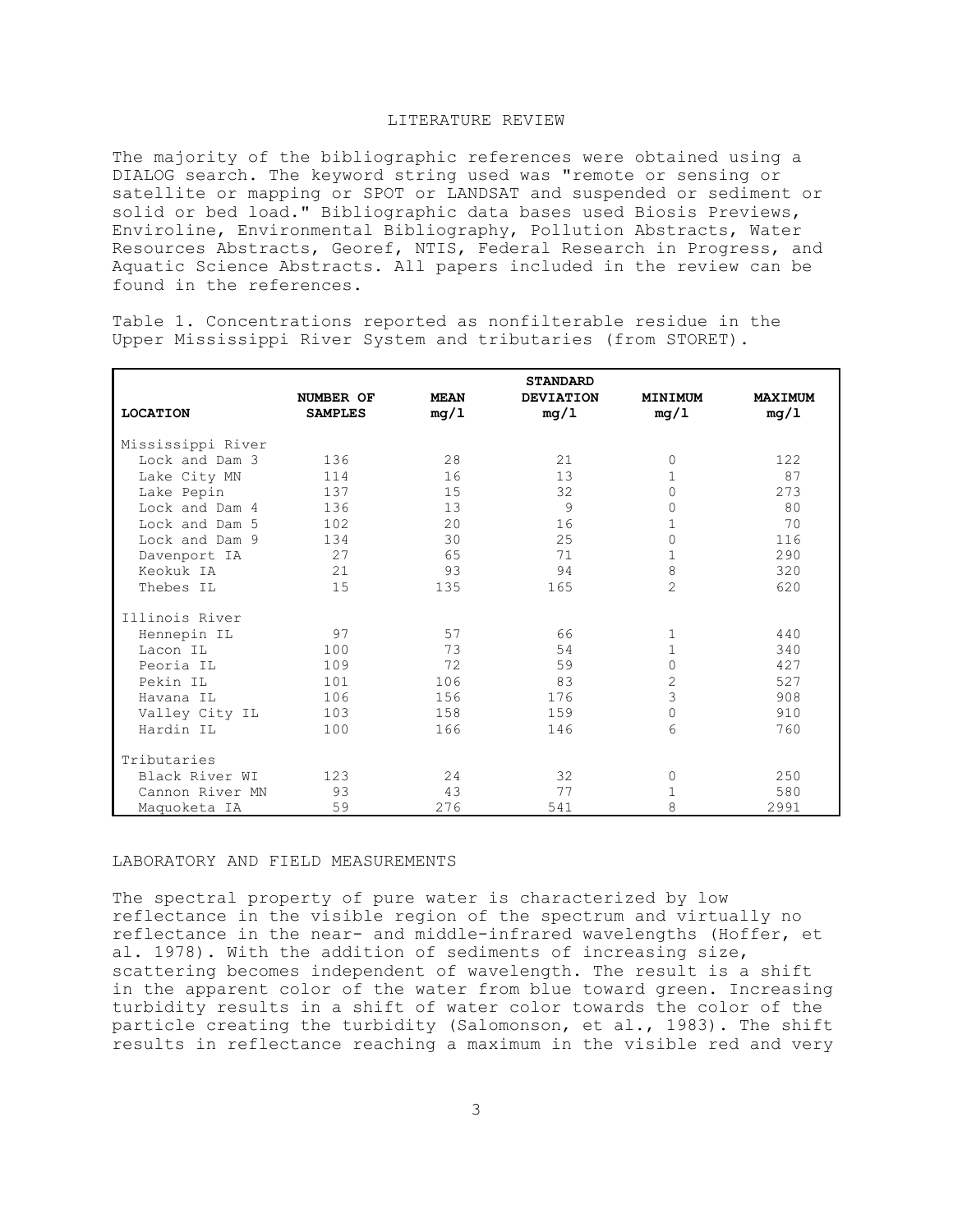## LITERATURE REVIEW

The majority of the bibliographic references were obtained using a DIALOG search. The keyword string used was "remote or sensing or satellite or mapping or SPOT or LANDSAT and suspended or sediment or solid or bed load." Bibliographic data bases used Biosis Previews, Enviroline, Environmental Bibliography, Pollution Abstracts, Water Resources Abstracts, Georef, NTIS, Federal Research in Progress, and Aquatic Science Abstracts. All papers included in the review can be found in the references.

Table 1. Concentrations reported as nonfilterable residue in the Upper Mississippi River System and tributaries (from STORET).

| LOCATION | NUMBER OF SAMPLES | MEAN mg/l | STANDARD DEVIATION mg/l | MINIMUM mg/l | MAXIMUM mg/l |
|---|---|---|---|---|---|
| Mississippi River | | | | | |
| Lock and Dam 3 | 136 | 28 | 21 | 0 | 122 |
| Lake City MN | 114 | 16 | 13 | 1 | 87 |
| Lake Pepin | 137 | 15 | 32 | 0 | 273 |
| Lock and Dam 4 | 136 | 13 | 9 | 0 | 80 |
| Lock and Dam 5 | 102 | 20 | 16 | 1 | 70 |
| Lock and Dam 9 | 134 | 30 | 25 | 0 | 116 |
| Davenport IA | 27 | 65 | 71 | 1 | 290 |
| Keokuk IA | 21 | 93 | 94 | 8 | 320 |
| Thebes IL | 15 | 135 | 165 | 2 | 620 |
| Illinois River | | | | | |
| Hennepin IL | 97 | 57 | 66 | 1 | 440 |
| Lacon IL | 100 | 73 | 54 | 1 | 340 |
| Peoria IL | 109 | 72 | 59 | 0 | 427 |
| Pekin IL | 101 | 106 | 83 | 2 | 527 |
| Havana IL | 106 | 156 | 176 | 3 | 908 |
| Valley City IL | 103 | 158 | 159 | 0 | 910 |
| Hardin IL | 100 | 166 | 146 | 6 | 760 |
| Tributaries | | | | | |
| Black River WI | 123 | 24 | 32 | 0 | 250 |
| Cannon River MN | 93 | 43 | 77 | 1 | 580 |
| Maquoketa IA | 59 | 276 | 541 | 8 | 2991 |

## LABORATORY AND FIELD MEASUREMENTS

The spectral property of pure water is characterized by low reflectance in the visible region of the spectrum and virtually no reflectance in the near- and middle-infrared wavelengths (Hoffer, et al. 1978). With the addition of sediments of increasing size, scattering becomes independent of wavelength. The result is a shift in the apparent color of the water from blue toward green. Increasing turbidity results in a shift of water color towards the color of the particle creating the turbidity (Salomonson, et al., 1983). The shift results in reflectance reaching a maximum in the visible red and very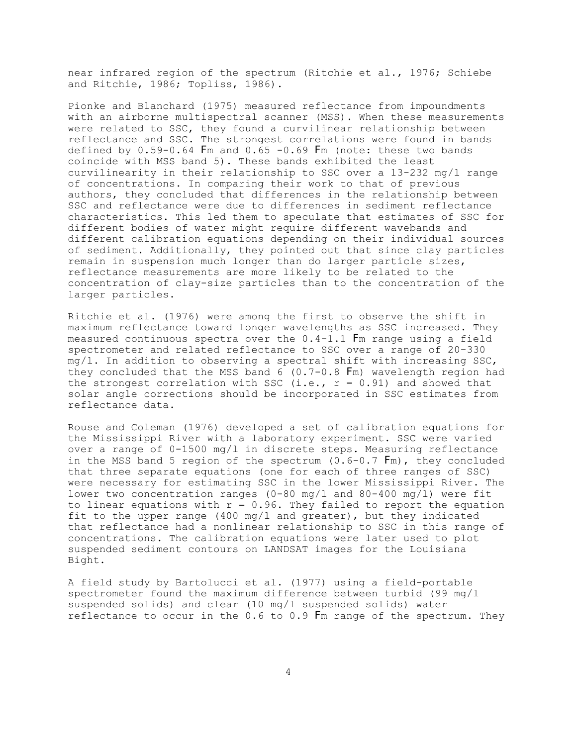near infrared region of the spectrum (Ritchie et al., 1976; Schiebe and Ritchie, 1986; Topliss, 1986).

Pionke and Blanchard (1975) measured reflectance from impoundments with an airborne multispectral scanner (MSS). When these measurements were related to SSC, they found a curvilinear relationship between reflectance and SSC. The strongest correlations were found in bands defined by 0.59-0.64 Fm and 0.65 -0.69 Fm (note: these two bands coincide with MSS band 5). These bands exhibited the least curvilinearity in their relationship to SSC over a 13-232 mg/l range of concentrations. In comparing their work to that of previous authors, they concluded that differences in the relationship between SSC and reflectance were due to differences in sediment reflectance characteristics. This led them to speculate that estimates of SSC for different bodies of water might require different wavebands and different calibration equations depending on their individual sources of sediment. Additionally, they pointed out that since clay particles remain in suspension much longer than do larger particle sizes, reflectance measurements are more likely to be related to the concentration of clay-size particles than to the concentration of the larger particles.

Ritchie et al. (1976) were among the first to observe the shift in maximum reflectance toward longer wavelengths as SSC increased. They measured continuous spectra over the 0.4-1.1 Fm range using a field spectrometer and related reflectance to SSC over a range of 20-330 mg/l. In addition to observing a spectral shift with increasing SSC, they concluded that the MSS band 6 (0.7-0.8 Fm) wavelength region had the strongest correlation with SSC (i.e., $r = 0.91$) and showed that solar angle corrections should be incorporated in SSC estimates from reflectance data.

Rouse and Coleman (1976) developed a set of calibration equations for the Mississippi River with a laboratory experiment. SSC were varied over a range of 0-1500 mg/l in discrete steps. Measuring reflectance in the MSS band 5 region of the spectrum (0.6-0.7 Fm), they concluded that three separate equations (one for each of three ranges of SSC) were necessary for estimating SSC in the lower Mississippi River. The lower two concentration ranges (0-80 mg/l and 80-400 mg/l) were fit to linear equations with $r = 0.96$. They failed to report the equation fit to the upper range (400 mg/l and greater), but they indicated that reflectance had a nonlinear relationship to SSC in this range of concentrations. The calibration equations were later used to plot suspended sediment contours on LANDSAT images for the Louisiana Bight.

A field study by Bartolucci et al. (1977) using a field-portable spectrometer found the maximum difference between turbid (99 mg/l suspended solids) and clear (10 mg/l suspended solids) water reflectance to occur in the 0.6 to 0.9 Fm range of the spectrum. They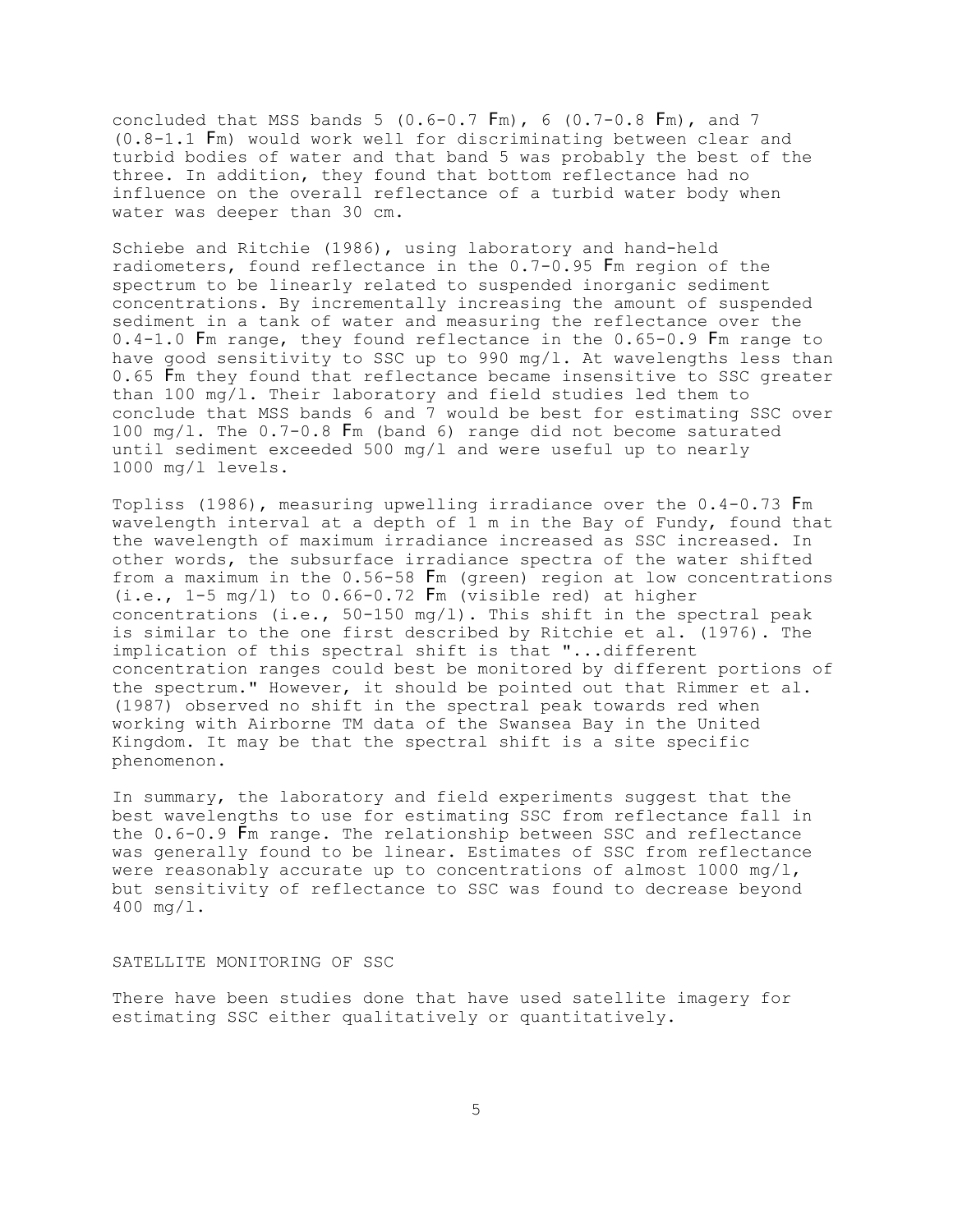concluded that MSS bands 5 (0.6-0.7 Fm), 6 (0.7-0.8 Fm), and 7 (0.8-1.1 Fm) would work well for discriminating between clear and turbid bodies of water and that band 5 was probably the best of the three. In addition, they found that bottom reflectance had no influence on the overall reflectance of a turbid water body when water was deeper than 30 cm.

Schiebe and Ritchie (1986), using laboratory and hand-held radiometers, found reflectance in the 0.7-0.95 Fm region of the spectrum to be linearly related to suspended inorganic sediment concentrations. By incrementally increasing the amount of suspended sediment in a tank of water and measuring the reflectance over the 0.4-1.0 Fm range, they found reflectance in the 0.65-0.9 Fm range to have good sensitivity to SSC up to 990 mg/l. At wavelengths less than 0.65 Fm they found that reflectance became insensitive to SSC greater than 100 mg/l. Their laboratory and field studies led them to conclude that MSS bands 6 and 7 would be best for estimating SSC over 100 mg/l. The 0.7-0.8 Fm (band 6) range did not become saturated until sediment exceeded 500 mg/l and were useful up to nearly 1000 mg/l levels.

Topliss (1986), measuring upwelling irradiance over the 0.4-0.73 Fm wavelength interval at a depth of 1 m in the Bay of Fundy, found that the wavelength of maximum irradiance increased as SSC increased. In other words, the subsurface irradiance spectra of the water shifted from a maximum in the 0.56-58 Fm (green) region at low concentrations (i.e., 1-5 mg/l) to 0.66-0.72 Fm (visible red) at higher concentrations (i.e., 50-150 mg/l). This shift in the spectral peak is similar to the one first described by Ritchie et al. (1976). The implication of this spectral shift is that "...different concentration ranges could best be monitored by different portions of the spectrum." However, it should be pointed out that Rimmer et al. (1987) observed no shift in the spectral peak towards red when working with Airborne TM data of the Swansea Bay in the United Kingdom. It may be that the spectral shift is a site specific phenomenon.

In summary, the laboratory and field experiments suggest that the best wavelengths to use for estimating SSC from reflectance fall in the 0.6-0.9 Fm range. The relationship between SSC and reflectance was generally found to be linear. Estimates of SSC from reflectance were reasonably accurate up to concentrations of almost 1000 mg/l, but sensitivity of reflectance to SSC was found to decrease beyond 400 mg/l.

## SATELLITE MONITORING OF SSC

There have been studies done that have used satellite imagery for estimating SSC either qualitatively or quantitatively.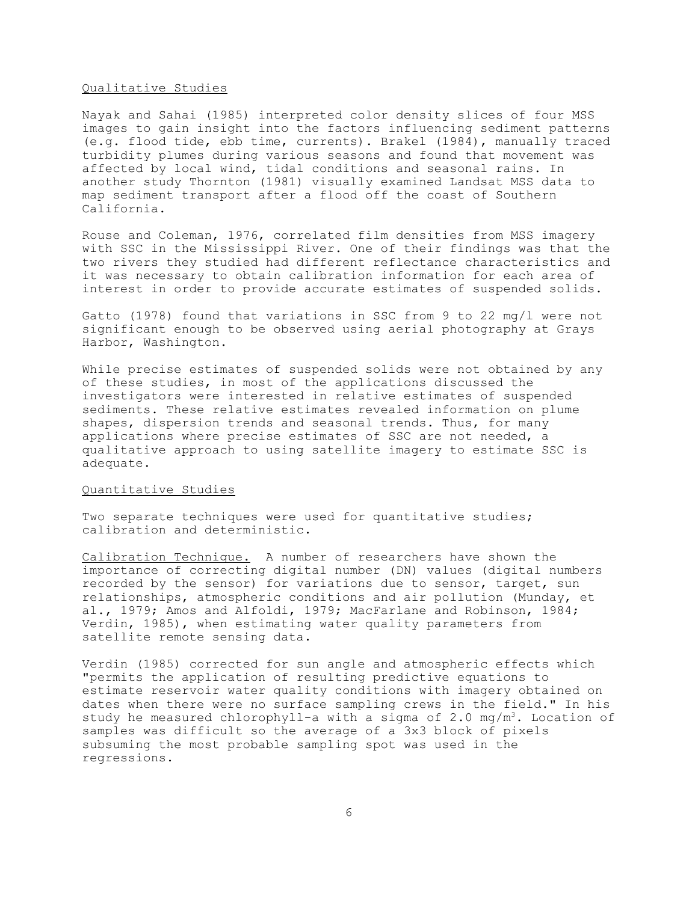## Qualitative Studies

Nayak and Sahai (1985) interpreted color density slices of four MSS images to gain insight into the factors influencing sediment patterns (e.g. flood tide, ebb time, currents). Brakel (1984), manually traced turbidity plumes during various seasons and found that movement was affected by local wind, tidal conditions and seasonal rains. In another study Thornton (1981) visually examined Landsat MSS data to map sediment transport after a flood off the coast of Southern California.

Rouse and Coleman, 1976, correlated film densities from MSS imagery with SSC in the Mississippi River. One of their findings was that the two rivers they studied had different reflectance characteristics and it was necessary to obtain calibration information for each area of interest in order to provide accurate estimates of suspended solids.

Gatto (1978) found that variations in SSC from 9 to 22 mg/l were not significant enough to be observed using aerial photography at Grays Harbor, Washington.

While precise estimates of suspended solids were not obtained by any of these studies, in most of the applications discussed the investigators were interested in relative estimates of suspended sediments. These relative estimates revealed information on plume shapes, dispersion trends and seasonal trends. Thus, for many applications where precise estimates of SSC are not needed, a qualitative approach to using satellite imagery to estimate SSC is adequate.

## Quantitative Studies

Two separate techniques were used for quantitative studies; calibration and deterministic.

Calibration Technique. A number of researchers have shown the importance of correcting digital number (DN) values (digital numbers recorded by the sensor) for variations due to sensor, target, sun relationships, atmospheric conditions and air pollution (Munday, et al., 1979; Amos and Alfoldi, 1979; MacFarlane and Robinson, 1984; Verdin, 1985), when estimating water quality parameters from satellite remote sensing data.

Verdin (1985) corrected for sun angle and atmospheric effects which "permits the application of resulting predictive equations to estimate reservoir water quality conditions with imagery obtained on dates when there were no surface sampling crews in the field." In his study he measured chlorophyll-a with a sigma of 2.0 $mg/m^3$. Location of samples was difficult so the average of a 3x3 block of pixels subsuming the most probable sampling spot was used in the regressions.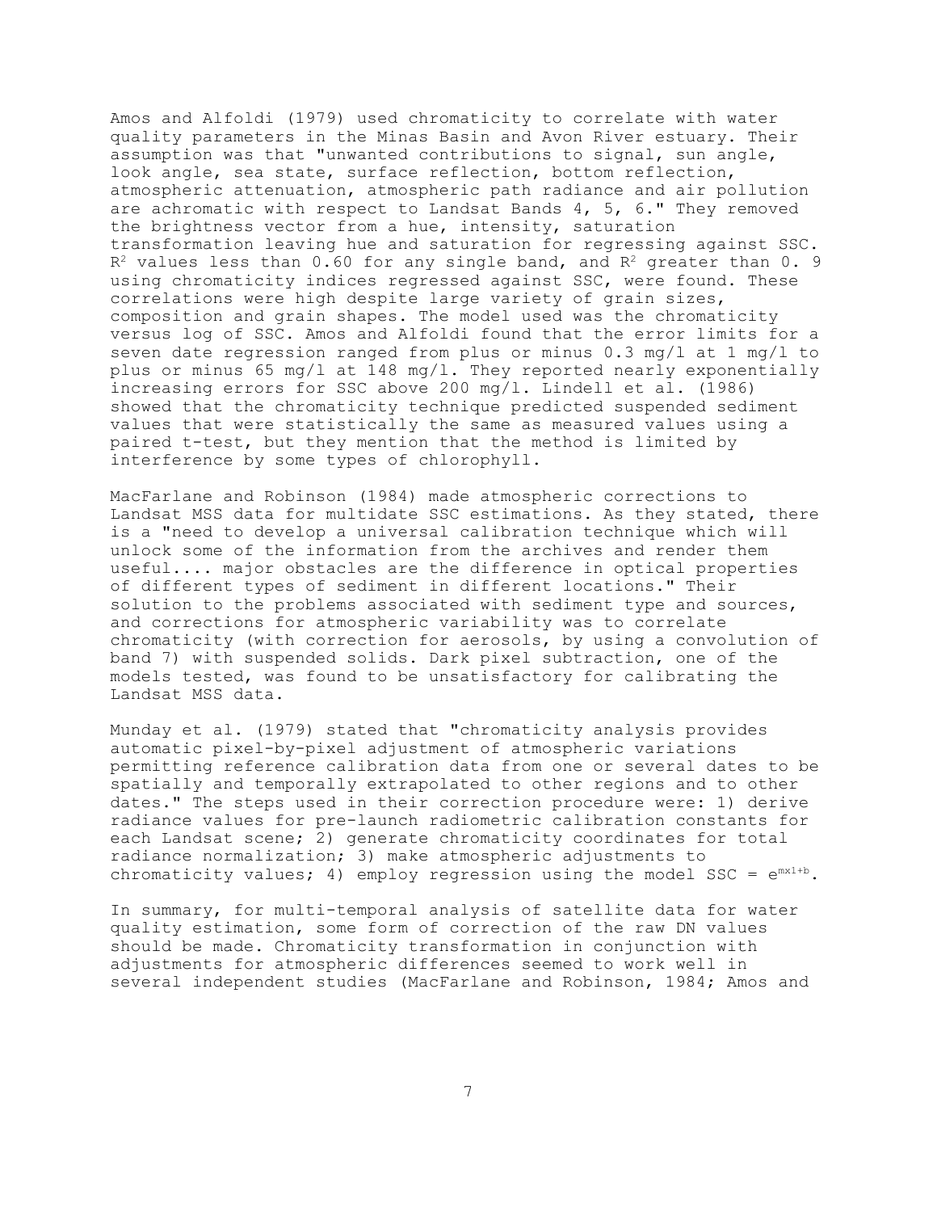Amos and Alfoldi (1979) used chromaticity to correlate with water quality parameters in the Minas Basin and Avon River estuary. Their assumption was that "unwanted contributions to signal, sun angle, look angle, sea state, surface reflection, bottom reflection, atmospheric attenuation, atmospheric path radiance and air pollution are achromatic with respect to Landsat Bands 4, 5, 6." They removed the brightness vector from a hue, intensity, saturation transformation leaving hue and saturation for regressing against SSC. $R^2$ values less than 0.60 for any single band, and $R^2$ greater than 0. 9 using chromaticity indices regressed against SSC, were found. These correlations were high despite large variety of grain sizes, composition and grain shapes. The model used was the chromaticity versus log of SSC. Amos and Alfoldi found that the error limits for a seven date regression ranged from plus or minus 0.3 mg/l at 1 mg/l to plus or minus 65 mg/l at 148 mg/l. They reported nearly exponentially increasing errors for SSC above 200 mg/l. Lindell et al. (1986) showed that the chromaticity technique predicted suspended sediment values that were statistically the same as measured values using a paired t-test, but they mention that the method is limited by interference by some types of chlorophyll.

MacFarlane and Robinson (1984) made atmospheric corrections to Landsat MSS data for multidate SSC estimations. As they stated, there is a "need to develop a universal calibration technique which will unlock some of the information from the archives and render them useful.... major obstacles are the difference in optical properties of different types of sediment in different locations." Their solution to the problems associated with sediment type and sources, and corrections for atmospheric variability was to correlate chromaticity (with correction for aerosols, by using a convolution of band 7) with suspended solids. Dark pixel subtraction, one of the models tested, was found to be unsatisfactory for calibrating the Landsat MSS data.

Munday et al. (1979) stated that "chromaticity analysis provides automatic pixel-by-pixel adjustment of atmospheric variations permitting reference calibration data from one or several dates to be spatially and temporally extrapolated to other regions and to other dates." The steps used in their correction procedure were: 1) derive radiance values for pre-launch radiometric calibration constants for each Landsat scene; 2) generate chromaticity coordinates for total radiance normalization; 3) make atmospheric adjustments to chromaticity values; 4) employ regression using the model SSC = $e^{mx1+b}$.

In summary, for multi-temporal analysis of satellite data for water quality estimation, some form of correction of the raw DN values should be made. Chromaticity transformation in conjunction with adjustments for atmospheric differences seemed to work well in several independent studies (MacFarlane and Robinson, 1984; Amos and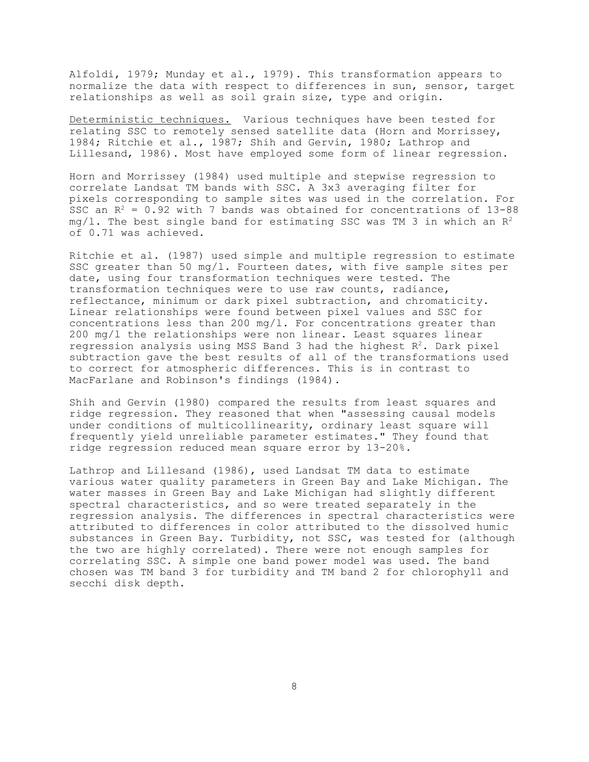Alfoldi, 1979; Munday et al., 1979). This transformation appears to normalize the data with respect to differences in sun, sensor, target relationships as well as soil grain size, type and origin.

Deterministic techniques. Various techniques have been tested for relating SSC to remotely sensed satellite data (Horn and Morrissey, 1984; Ritchie et al., 1987; Shih and Gervin, 1980; Lathrop and Lillesand, 1986). Most have employed some form of linear regression.

Horn and Morrissey (1984) used multiple and stepwise regression to correlate Landsat TM bands with SSC. A 3x3 averaging filter for pixels corresponding to sample sites was used in the correlation. For SSC an $R^2 = 0.92$ with 7 bands was obtained for concentrations of 13-88 mg/l. The best single band for estimating SSC was TM 3 in which an $R^2$ of 0.71 was achieved.

Ritchie et al. (1987) used simple and multiple regression to estimate SSC greater than 50 mg/l. Fourteen dates, with five sample sites per date, using four transformation techniques were tested. The transformation techniques were to use raw counts, radiance, reflectance, minimum or dark pixel subtraction, and chromaticity. Linear relationships were found between pixel values and SSC for concentrations less than 200 mg/l. For concentrations greater than 200 mg/l the relationships were non linear. Least squares linear regression analysis using MSS Band 3 had the highest $R^2$. Dark pixel subtraction gave the best results of all of the transformations used to correct for atmospheric differences. This is in contrast to MacFarlane and Robinson's findings (1984).

Shih and Gervin (1980) compared the results from least squares and ridge regression. They reasoned that when "assessing causal models under conditions of multicollinearity, ordinary least square will frequently yield unreliable parameter estimates." They found that ridge regression reduced mean square error by 13-20%.

Lathrop and Lillesand (1986), used Landsat TM data to estimate various water quality parameters in Green Bay and Lake Michigan. The water masses in Green Bay and Lake Michigan had slightly different spectral characteristics, and so were treated separately in the regression analysis. The differences in spectral characteristics were attributed to differences in color attributed to the dissolved humic substances in Green Bay. Turbidity, not SSC, was tested for (although the two are highly correlated). There were not enough samples for correlating SSC. A simple one band power model was used. The band chosen was TM band 3 for turbidity and TM band 2 for chlorophyll and secchi disk depth.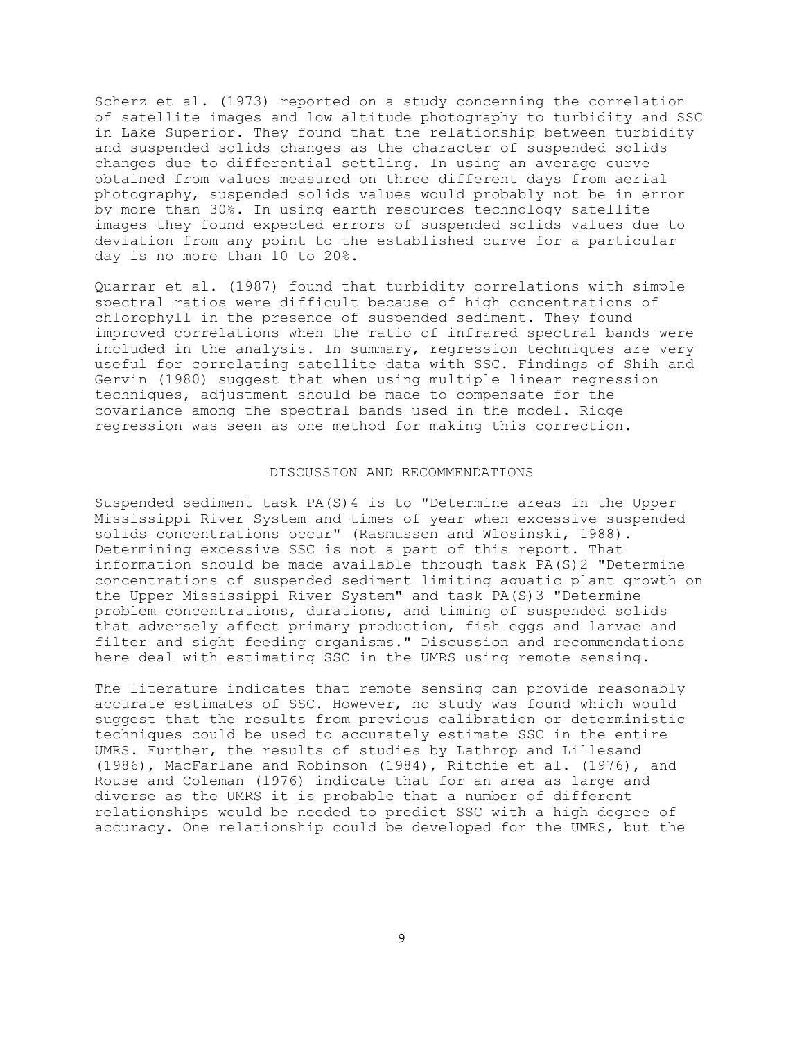Scherz et al. (1973) reported on a study concerning the correlation of satellite images and low altitude photography to turbidity and SSC in Lake Superior. They found that the relationship between turbidity and suspended solids changes as the character of suspended solids changes due to differential settling. In using an average curve obtained from values measured on three different days from aerial photography, suspended solids values would probably not be in error by more than 30%. In using earth resources technology satellite images they found expected errors of suspended solids values due to deviation from any point to the established curve for a particular day is no more than 10 to 20%.

Quarrar et al. (1987) found that turbidity correlations with simple spectral ratios were difficult because of high concentrations of chlorophyll in the presence of suspended sediment. They found improved correlations when the ratio of infrared spectral bands were included in the analysis. In summary, regression techniques are very useful for correlating satellite data with SSC. Findings of Shih and Gervin (1980) suggest that when using multiple linear regression techniques, adjustment should be made to compensate for the covariance among the spectral bands used in the model. Ridge regression was seen as one method for making this correction.

## DISCUSSION AND RECOMMENDATIONS

Suspended sediment task PA(S)4 is to "Determine areas in the Upper Mississippi River System and times of year when excessive suspended solids concentrations occur" (Rasmussen and Wlosinski, 1988). Determining excessive SSC is not a part of this report. That information should be made available through task PA(S)2 "Determine concentrations of suspended sediment limiting aquatic plant growth on the Upper Mississippi River System" and task PA(S)3 "Determine problem concentrations, durations, and timing of suspended solids that adversely affect primary production, fish eggs and larvae and filter and sight feeding organisms." Discussion and recommendations here deal with estimating SSC in the UMRS using remote sensing.

The literature indicates that remote sensing can provide reasonably accurate estimates of SSC. However, no study was found which would suggest that the results from previous calibration or deterministic techniques could be used to accurately estimate SSC in the entire UMRS. Further, the results of studies by Lathrop and Lillesand (1986), MacFarlane and Robinson (1984), Ritchie et al. (1976), and Rouse and Coleman (1976) indicate that for an area as large and diverse as the UMRS it is probable that a number of different relationships would be needed to predict SSC with a high degree of accuracy. One relationship could be developed for the UMRS, but the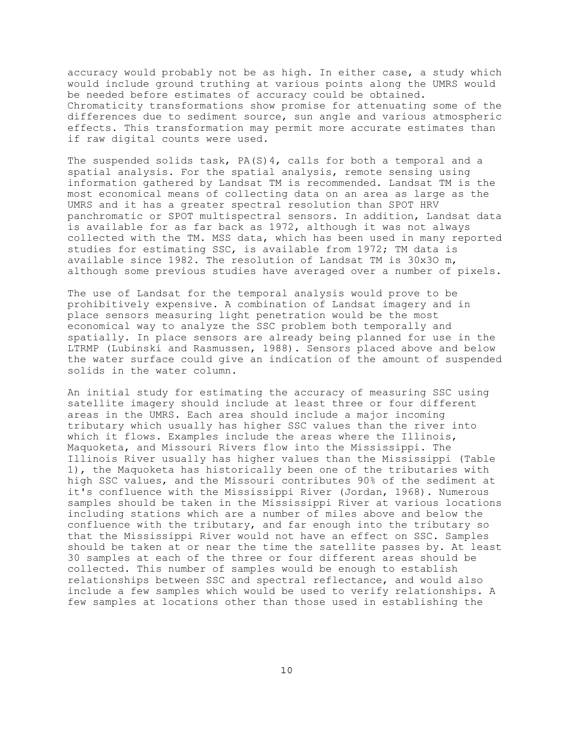accuracy would probably not be as high. In either case, a study which would include ground truthing at various points along the UMRS would be needed before estimates of accuracy could be obtained. Chromaticity transformations show promise for attenuating some of the differences due to sediment source, sun angle and various atmospheric effects. This transformation may permit more accurate estimates than if raw digital counts were used.

The suspended solids task, PA(S)4, calls for both a temporal and a spatial analysis. For the spatial analysis, remote sensing using information gathered by Landsat TM is recommended. Landsat TM is the most economical means of collecting data on an area as large as the UMRS and it has a greater spectral resolution than SPOT HRV panchromatic or SPOT multispectral sensors. In addition, Landsat data is available for as far back as 1972, although it was not always collected with the TM. MSS data, which has been used in many reported studies for estimating SSC, is available from 1972; TM data is available since 1982. The resolution of Landsat TM is 30x3O m, although some previous studies have averaged over a number of pixels.

The use of Landsat for the temporal analysis would prove to be prohibitively expensive. A combination of Landsat imagery and in place sensors measuring light penetration would be the most economical way to analyze the SSC problem both temporally and spatially. In place sensors are already being planned for use in the LTRMP (Lubinski and Rasmussen, 1988). Sensors placed above and below the water surface could give an indication of the amount of suspended solids in the water column.

An initial study for estimating the accuracy of measuring SSC using satellite imagery should include at least three or four different areas in the UMRS. Each area should include a major incoming tributary which usually has higher SSC values than the river into which it flows. Examples include the areas where the Illinois, Maquoketa, and Missouri Rivers flow into the Mississippi. The Illinois River usually has higher values than the Mississippi (Table 1), the Maquoketa has historically been one of the tributaries with high SSC values, and the Missouri contributes 90% of the sediment at it's confluence with the Mississippi River (Jordan, 1968). Numerous samples should be taken in the Mississippi River at various locations including stations which are a number of miles above and below the confluence with the tributary, and far enough into the tributary so that the Mississippi River would not have an effect on SSC. Samples should be taken at or near the time the satellite passes by. At least 30 samples at each of the three or four different areas should be collected. This number of samples would be enough to establish relationships between SSC and spectral reflectance, and would also include a few samples which would be used to verify relationships. A few samples at locations other than those used in establishing the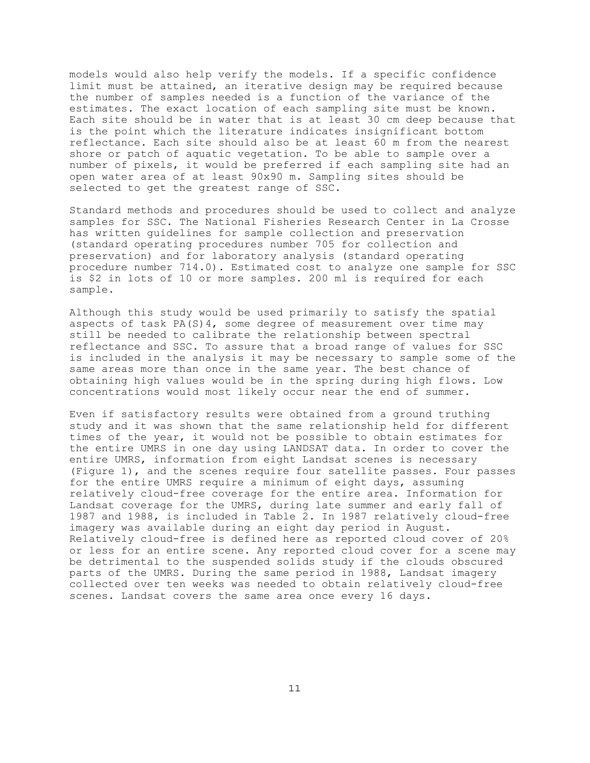models would also help verify the models. If a specific confidence limit must be attained, an iterative design may be required because the number of samples needed is a function of the variance of the estimates. The exact location of each sampling site must be known. Each site should be in water that is at least 30 cm deep because that is the point which the literature indicates insignificant bottom reflectance. Each site should also be at least 60 m from the nearest shore or patch of aquatic vegetation. To be able to sample over a number of pixels, it would be preferred if each sampling site had an open water area of at least 90x90 m. Sampling sites should be selected to get the greatest range of SSC.

Standard methods and procedures should be used to collect and analyze samples for SSC. The National Fisheries Research Center in La Crosse has written guidelines for sample collection and preservation (standard operating procedures number 705 for collection and preservation) and for laboratory analysis (standard operating procedure number 714.0). Estimated cost to analyze one sample for SSC is $2 in lots of 10 or more samples. 200 ml is required for each sample.

Although this study would be used primarily to satisfy the spatial aspects of task PA(S)4, some degree of measurement over time may still be needed to calibrate the relationship between spectral reflectance and SSC. To assure that a broad range of values for SSC is included in the analysis it may be necessary to sample some of the same areas more than once in the same year. The best chance of obtaining high values would be in the spring during high flows. Low concentrations would most likely occur near the end of summer.

Even if satisfactory results were obtained from a ground truthing study and it was shown that the same relationship held for different times of the year, it would not be possible to obtain estimates for the entire UMRS in one day using LANDSAT data. In order to cover the entire UMRS, information from eight Landsat scenes is necessary (Figure 1), and the scenes require four satellite passes. Four passes for the entire UMRS require a minimum of eight days, assuming relatively cloud-free coverage for the entire area. Information for Landsat coverage for the UMRS, during late summer and early fall of 1987 and 1988, is included in Table 2. In 1987 relatively cloud-free imagery was available during an eight day period in August. Relatively cloud-free is defined here as reported cloud cover of 20% or less for an entire scene. Any reported cloud cover for a scene may be detrimental to the suspended solids study if the clouds obscured parts of the UMRS. During the same period in 1988, Landsat imagery collected over ten weeks was needed to obtain relatively cloud-free scenes. Landsat covers the same area once every 16 days.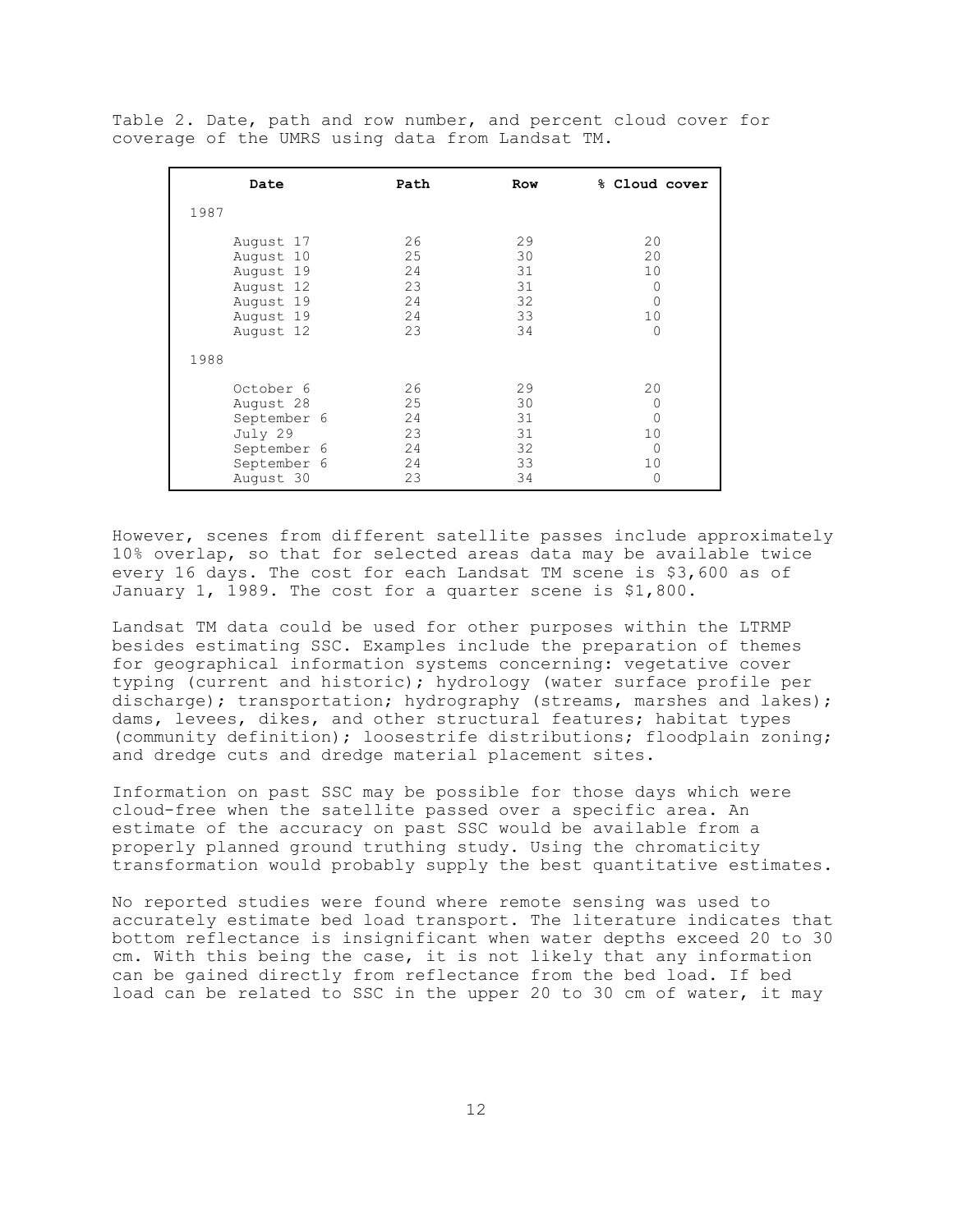Table 2. Date, path and row number, and percent cloud cover for coverage of the UMRS using data from Landsat TM.

| Date | Path | Row | % Cloud cover |
|---|---|---|---|
| 1987 | | | |
| August 17 | 26 | 29 | 20 |
| August 10 | 25 | 30 | 20 |
| August 19 | 24 | 31 | 10 |
| August 12 | 23 | 31 | 0 |
| August 19 | 24 | 32 | 0 |
| August 19 | 24 | 33 | 10 |
| August 12 | 23 | 34 | 0 |
| 1988 | | | |
| October 6 | 26 | 29 | 20 |
| August 28 | 25 | 30 | 0 |
| September 6 | 24 | 31 | 0 |
| July 29 | 23 | 31 | 10 |
| September 6 | 24 | 32 | 0 |
| September 6 | 24 | 33 | 10 |
| August 30 | 23 | 34 | 0 |

However, scenes from different satellite passes include approximately 10% overlap, so that for selected areas data may be available twice every 16 days. The cost for each Landsat TM scene is $3,600 as of January 1, 1989. The cost for a quarter scene is $1,800.

Landsat TM data could be used for other purposes within the LTRMP besides estimating SSC. Examples include the preparation of themes for geographical information systems concerning: vegetative cover typing (current and historic); hydrology (water surface profile per discharge); transportation; hydrography (streams, marshes and lakes); dams, levees, dikes, and other structural features; habitat types (community definition); loosestrife distributions; floodplain zoning; and dredge cuts and dredge material placement sites.

Information on past SSC may be possible for those days which were cloud-free when the satellite passed over a specific area. An estimate of the accuracy on past SSC would be available from a properly planned ground truthing study. Using the chromaticity transformation would probably supply the best quantitative estimates.

No reported studies were found where remote sensing was used to accurately estimate bed load transport. The literature indicates that bottom reflectance is insignificant when water depths exceed 20 to 30 cm. With this being the case, it is not likely that any information can be gained directly from reflectance from the bed load. If bed load can be related to SSC in the upper 20 to 30 cm of water, it may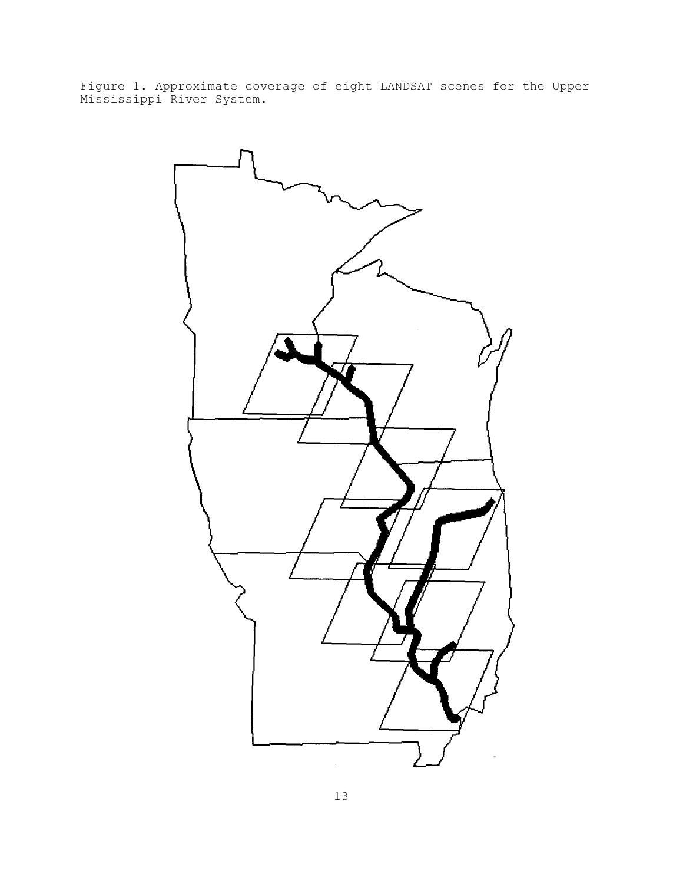Figure 1. Approximate coverage of eight LANDSAT scenes for the Upper Mississippi River System.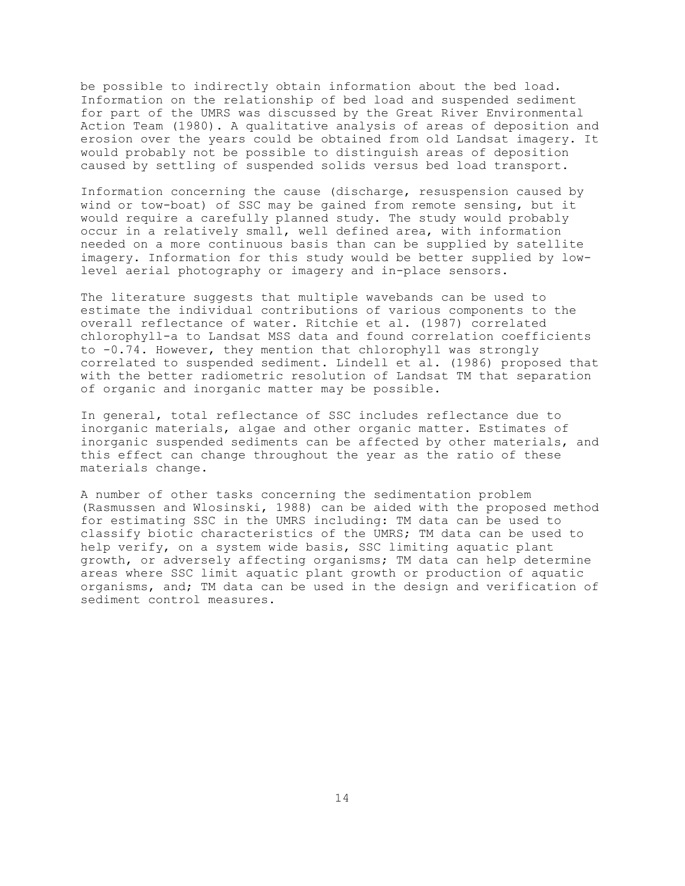be possible to indirectly obtain information about the bed load. Information on the relationship of bed load and suspended sediment for part of the UMRS was discussed by the Great River Environmental Action Team (1980). A qualitative analysis of areas of deposition and erosion over the years could be obtained from old Landsat imagery. It would probably not be possible to distinguish areas of deposition caused by settling of suspended solids versus bed load transport.

Information concerning the cause (discharge, resuspension caused by wind or tow-boat) of SSC may be gained from remote sensing, but it would require a carefully planned study. The study would probably occur in a relatively small, well defined area, with information needed on a more continuous basis than can be supplied by satellite imagery. Information for this study would be better supplied by low-level aerial photography or imagery and in-place sensors.

The literature suggests that multiple wavebands can be used to estimate the individual contributions of various components to the overall reflectance of water. Ritchie et al. (1987) correlated chlorophyll-a to Landsat MSS data and found correlation coefficients to -0.74. However, they mention that chlorophyll was strongly correlated to suspended sediment. Lindell et al. (1986) proposed that with the better radiometric resolution of Landsat TM that separation of organic and inorganic matter may be possible.

In general, total reflectance of SSC includes reflectance due to inorganic materials, algae and other organic matter. Estimates of inorganic suspended sediments can be affected by other materials, and this effect can change throughout the year as the ratio of these materials change.

A number of other tasks concerning the sedimentation problem (Rasmussen and Wlosinski, 1988) can be aided with the proposed method for estimating SSC in the UMRS including: TM data can be used to classify biotic characteristics of the UMRS; TM data can be used to help verify, on a system wide basis, SSC limiting aquatic plant growth, or adversely affecting organisms; TM data can help determine areas where SSC limit aquatic plant growth or production of aquatic organisms, and; TM data can be used in the design and verification of sediment control measures.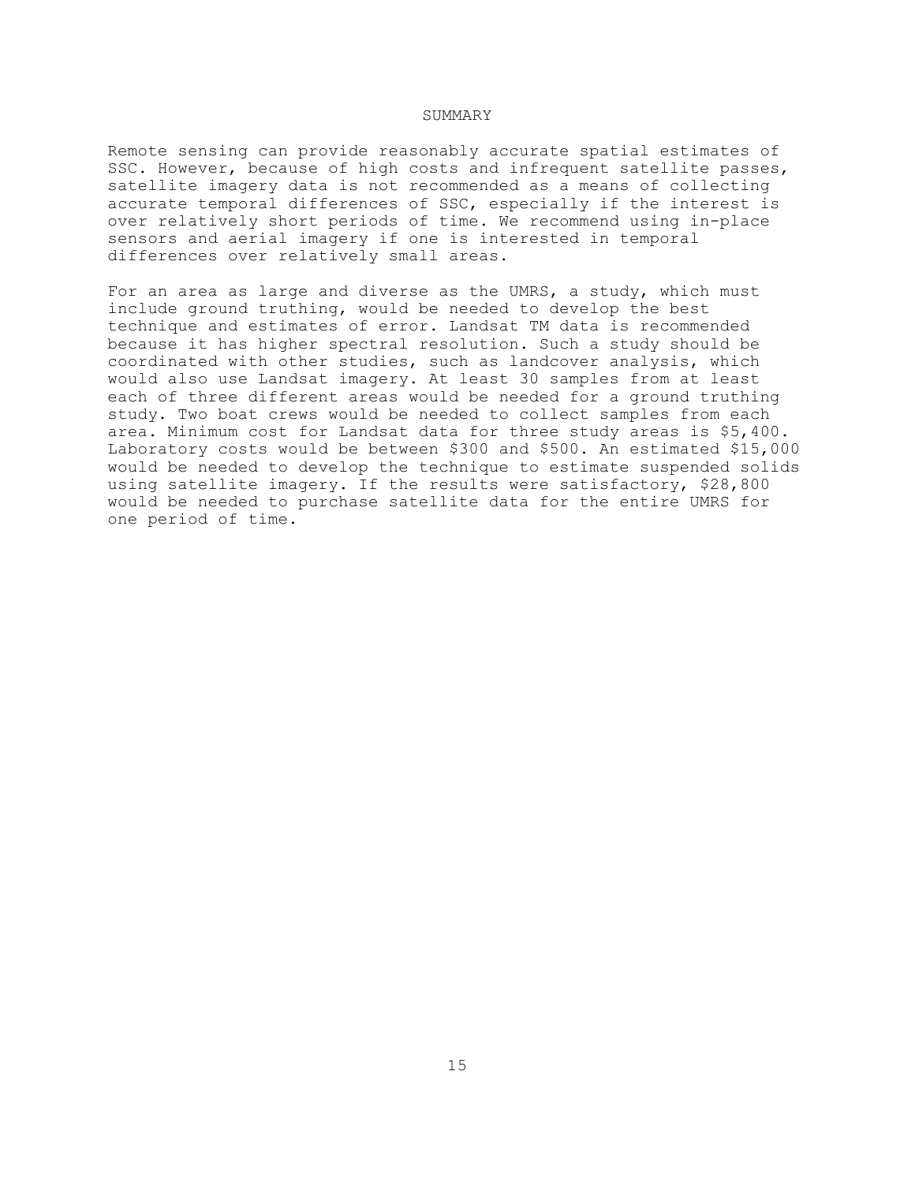## SUMMARY

Remote sensing can provide reasonably accurate spatial estimates of SSC. However, because of high costs and infrequent satellite passes, satellite imagery data is not recommended as a means of collecting accurate temporal differences of SSC, especially if the interest is over relatively short periods of time. We recommend using in-place sensors and aerial imagery if one is interested in temporal differences over relatively small areas.

For an area as large and diverse as the UMRS, a study, which must include ground truthing, would be needed to develop the best technique and estimates of error. Landsat TM data is recommended because it has higher spectral resolution. Such a study should be coordinated with other studies, such as landcover analysis, which would also use Landsat imagery. At least 30 samples from at least each of three different areas would be needed for a ground truthing study. Two boat crews would be needed to collect samples from each area. Minimum cost for Landsat data for three study areas is $5,400. Laboratory costs would be between $300 and $500. An estimated $15,000 would be needed to develop the technique to estimate suspended solids using satellite imagery. If the results were satisfactory, $28,800 would be needed to purchase satellite data for the entire UMRS for one period of time.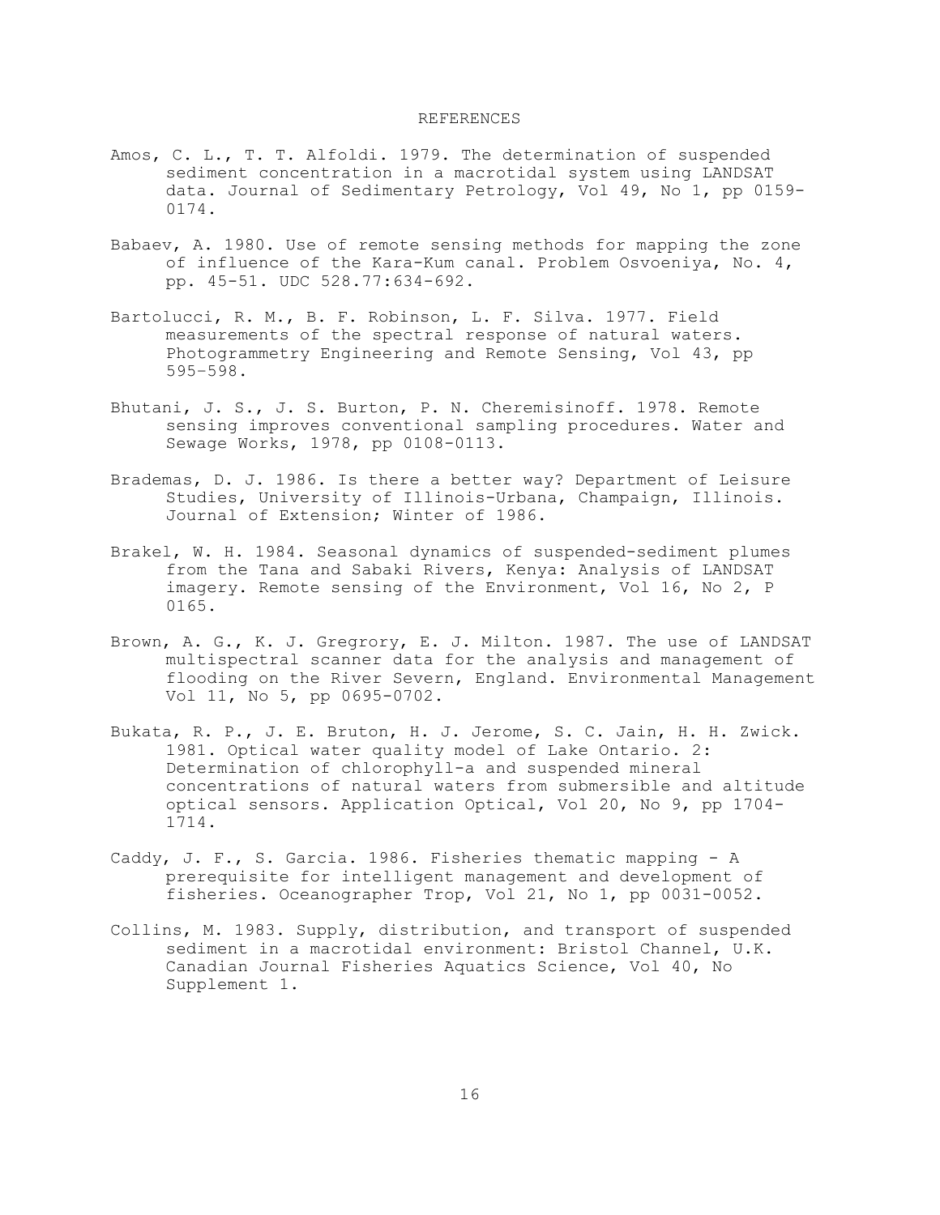# REFERENCES

Amos, C. L., T. T. Alfoldi. 1979. The determination of suspended sediment concentration in a macrotidal system using LANDSAT data. Journal of Sedimentary Petrology, Vol 49, No 1, pp 0159-0174.

Babaev, A. 1980. Use of remote sensing methods for mapping the zone of influence of the Kara-Kum canal. Problem Osvoeniya, No. 4, pp. 45-51. UDC 528.77:634-692.

Bartolucci, R. M., B. F. Robinson, L. F. Silva. 1977. Field measurements of the spectral response of natural waters. Photogrammetry Engineering and Remote Sensing, Vol 43, pp 595–598.

Bhutani, J. S., J. S. Burton, P. N. Cheremisinoff. 1978. Remote sensing improves conventional sampling procedures. Water and Sewage Works, 1978, pp 0108-0113.

Brademas, D. J. 1986. Is there a better way? Department of Leisure Studies, University of Illinois-Urbana, Champaign, Illinois. Journal of Extension; Winter of 1986.

Brakel, W. H. 1984. Seasonal dynamics of suspended-sediment plumes from the Tana and Sabaki Rivers, Kenya: Analysis of LANDSAT imagery. Remote sensing of the Environment, Vol 16, No 2, P 0165.

Brown, A. G., K. J. Gregrory, E. J. Milton. 1987. The use of LANDSAT multispectral scanner data for the analysis and management of flooding on the River Severn, England. Environmental Management Vol 11, No 5, pp 0695-0702.

Bukata, R. P., J. E. Bruton, H. J. Jerome, S. C. Jain, H. H. Zwick. 1981. Optical water quality model of Lake Ontario. 2: Determination of chlorophyll-a and suspended mineral concentrations of natural waters from submersible and altitude optical sensors. Application Optical, Vol 20, No 9, pp 1704-1714.

Caddy, J. F., S. Garcia. 1986. Fisheries thematic mapping - A prerequisite for intelligent management and development of fisheries. Oceanographer Trop, Vol 21, No 1, pp 0031-0052.

Collins, M. 1983. Supply, distribution, and transport of suspended sediment in a macrotidal environment: Bristol Channel, U.K. Canadian Journal Fisheries Aquatics Science, Vol 40, No Supplement 1.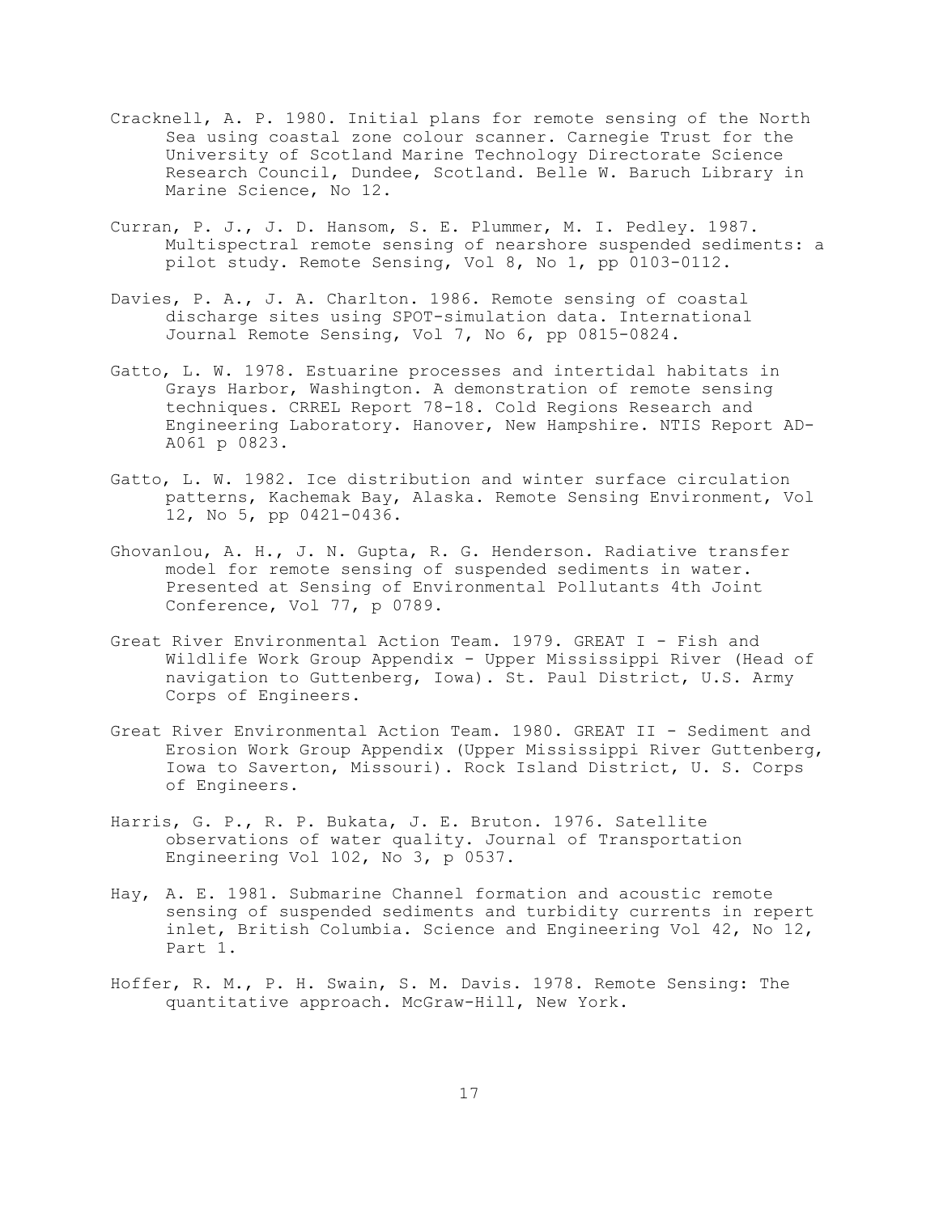Cracknell, A. P. 1980. Initial plans for remote sensing of the North Sea using coastal zone colour scanner. Carnegie Trust for the University of Scotland Marine Technology Directorate Science Research Council, Dundee, Scotland. Belle W. Baruch Library in Marine Science, No 12.

Curran, P. J., J. D. Hansom, S. E. Plummer, M. I. Pedley. 1987. Multispectral remote sensing of nearshore suspended sediments: a pilot study. Remote Sensing, Vol 8, No 1, pp 0103-0112.

Davies, P. A., J. A. Charlton. 1986. Remote sensing of coastal discharge sites using SPOT-simulation data. International Journal Remote Sensing, Vol 7, No 6, pp 0815-0824.

Gatto, L. W. 1978. Estuarine processes and intertidal habitats in Grays Harbor, Washington. A demonstration of remote sensing techniques. CRREL Report 78-18. Cold Regions Research and Engineering Laboratory. Hanover, New Hampshire. NTIS Report AD-A061 p 0823.

Gatto, L. W. 1982. Ice distribution and winter surface circulation patterns, Kachemak Bay, Alaska. Remote Sensing Environment, Vol 12, No 5, pp 0421-0436.

Ghovanlou, A. H., J. N. Gupta, R. G. Henderson. Radiative transfer model for remote sensing of suspended sediments in water. Presented at Sensing of Environmental Pollutants 4th Joint Conference, Vol 77, p 0789.

Great River Environmental Action Team. 1979. GREAT I - Fish and Wildlife Work Group Appendix - Upper Mississippi River (Head of navigation to Guttenberg, Iowa). St. Paul District, U.S. Army Corps of Engineers.

Great River Environmental Action Team. 1980. GREAT II - Sediment and Erosion Work Group Appendix (Upper Mississippi River Guttenberg, Iowa to Saverton, Missouri). Rock Island District, U. S. Corps of Engineers.

Harris, G. P., R. P. Bukata, J. E. Bruton. 1976. Satellite observations of water quality. Journal of Transportation Engineering Vol 102, No 3, p 0537.

Hay, A. E. 1981. Submarine Channel formation and acoustic remote sensing of suspended sediments and turbidity currents in repert inlet, British Columbia. Science and Engineering Vol 42, No 12, Part 1.

Hoffer, R. M., P. H. Swain, S. M. Davis. 1978. Remote Sensing: The quantitative approach. McGraw-Hill, New York.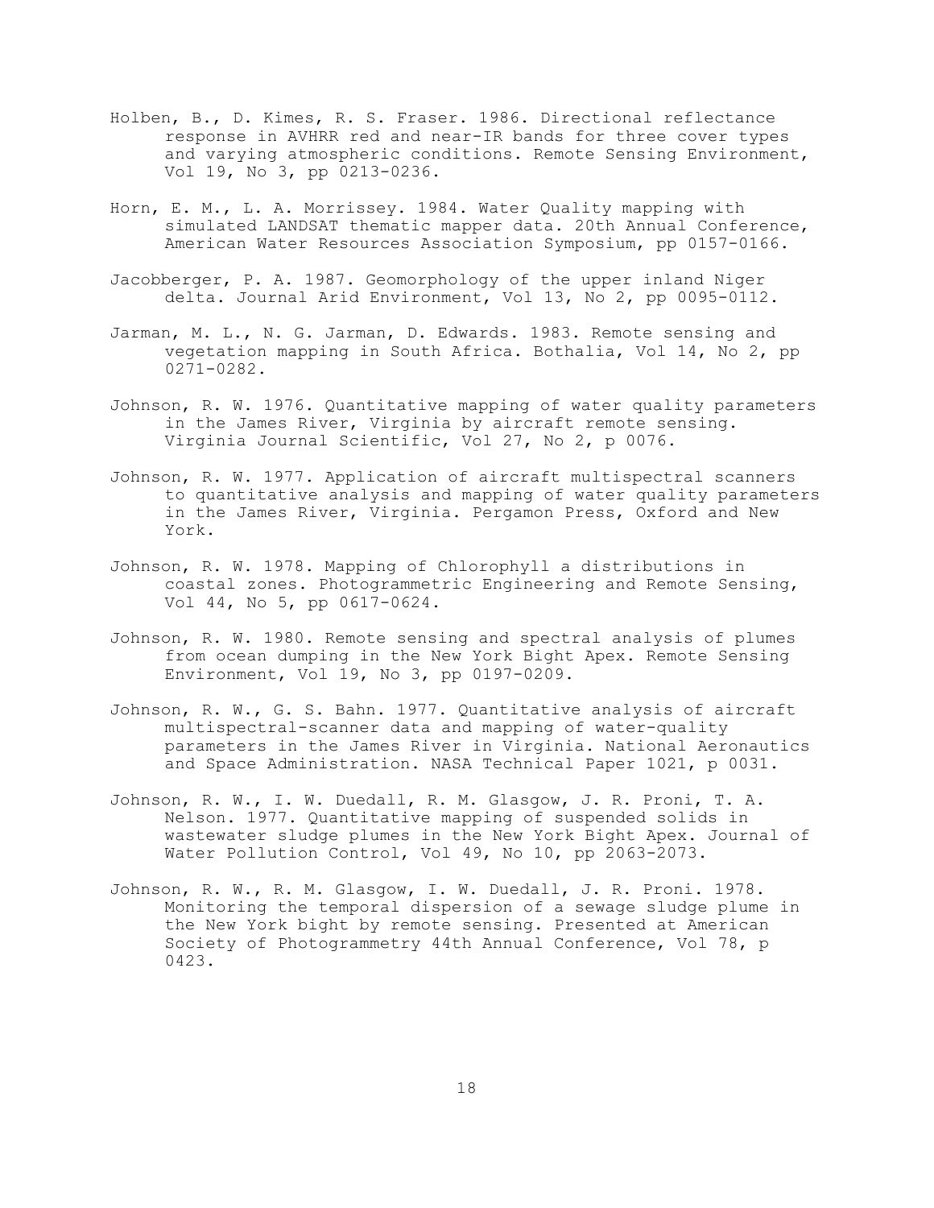Holben, B., D. Kimes, R. S. Fraser. 1986. Directional reflectance response in AVHRR red and near-IR bands for three cover types and varying atmospheric conditions. Remote Sensing Environment, Vol 19, No 3, pp 0213-0236.

Horn, E. M., L. A. Morrissey. 1984. Water Quality mapping with simulated LANDSAT thematic mapper data. 20th Annual Conference, American Water Resources Association Symposium, pp 0157-0166.

Jacobberger, P. A. 1987. Geomorphology of the upper inland Niger delta. Journal Arid Environment, Vol 13, No 2, pp 0095-0112.

Jarman, M. L., N. G. Jarman, D. Edwards. 1983. Remote sensing and vegetation mapping in South Africa. Bothalia, Vol 14, No 2, pp 0271-0282.

Johnson, R. W. 1976. Quantitative mapping of water quality parameters in the James River, Virginia by aircraft remote sensing. Virginia Journal Scientific, Vol 27, No 2, p 0076.

Johnson, R. W. 1977. Application of aircraft multispectral scanners to quantitative analysis and mapping of water quality parameters in the James River, Virginia. Pergamon Press, Oxford and New York.

Johnson, R. W. 1978. Mapping of Chlorophyll a distributions in coastal zones. Photogrammetric Engineering and Remote Sensing, Vol 44, No 5, pp 0617-0624.

Johnson, R. W. 1980. Remote sensing and spectral analysis of plumes from ocean dumping in the New York Bight Apex. Remote Sensing Environment, Vol 19, No 3, pp 0197-0209.

Johnson, R. W., G. S. Bahn. 1977. Quantitative analysis of aircraft multispectral-scanner data and mapping of water-quality parameters in the James River in Virginia. National Aeronautics and Space Administration. NASA Technical Paper 1021, p 0031.

Johnson, R. W., I. W. Duedall, R. M. Glasgow, J. R. Proni, T. A. Nelson. 1977. Quantitative mapping of suspended solids in wastewater sludge plumes in the New York Bight Apex. Journal of Water Pollution Control, Vol 49, No 10, pp 2063-2073.

Johnson, R. W., R. M. Glasgow, I. W. Duedall, J. R. Proni. 1978. Monitoring the temporal dispersion of a sewage sludge plume in the New York bight by remote sensing. Presented at American Society of Photogrammetry 44th Annual Conference, Vol 78, p 0423.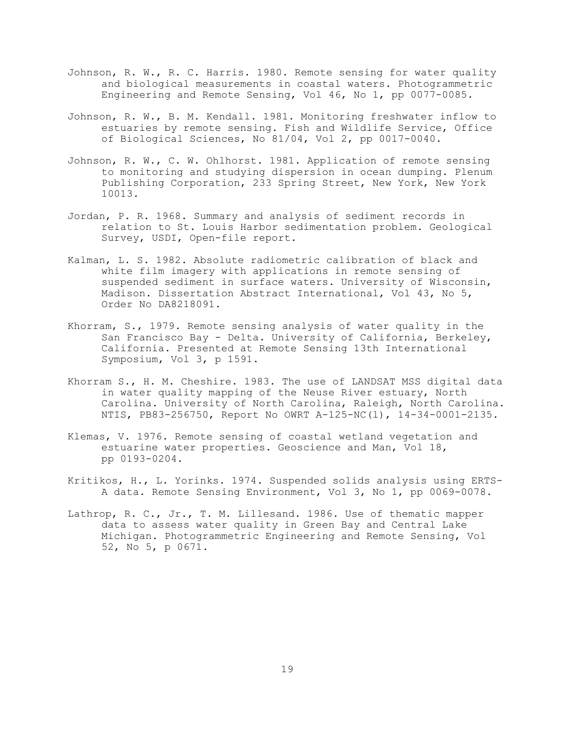Johnson, R. W., R. C. Harris. 1980. Remote sensing for water quality and biological measurements in coastal waters. Photogrammetric Engineering and Remote Sensing, Vol 46, No 1, pp 0077-0085.

Johnson, R. W., B. M. Kendall. 1981. Monitoring freshwater inflow to estuaries by remote sensing. Fish and Wildlife Service, Office of Biological Sciences, No 81/04, Vol 2, pp 0017-0040.

Johnson, R. W., C. W. Ohlhorst. 1981. Application of remote sensing to monitoring and studying dispersion in ocean dumping. Plenum Publishing Corporation, 233 Spring Street, New York, New York 10013.

Jordan, P. R. 1968. Summary and analysis of sediment records in relation to St. Louis Harbor sedimentation problem. Geological Survey, USDI, Open-file report.

Kalman, L. S. 1982. Absolute radiometric calibration of black and white film imagery with applications in remote sensing of suspended sediment in surface waters. University of Wisconsin, Madison. Dissertation Abstract International, Vol 43, No 5, Order No DA8218091.

Khorram, S., 1979. Remote sensing analysis of water quality in the San Francisco Bay - Delta. University of California, Berkeley, California. Presented at Remote Sensing 13th International Symposium, Vol 3, p 1591.

Khorram S., H. M. Cheshire. 1983. The use of LANDSAT MSS digital data in water quality mapping of the Neuse River estuary, North Carolina. University of North Carolina, Raleigh, North Carolina. NTIS, PB83-256750, Report No OWRT A-125-NC(l), 14-34-0001-2135.

Klemas, V. 1976. Remote sensing of coastal wetland vegetation and estuarine water properties. Geoscience and Man, Vol 18, pp 0193-0204.

Kritikos, H., L. Yorinks. 1974. Suspended solids analysis using ERTS-A data. Remote Sensing Environment, Vol 3, No 1, pp 0069-0078.

Lathrop, R. C., Jr., T. M. Lillesand. 1986. Use of thematic mapper data to assess water quality in Green Bay and Central Lake Michigan. Photogrammetric Engineering and Remote Sensing, Vol 52, No 5, p 0671.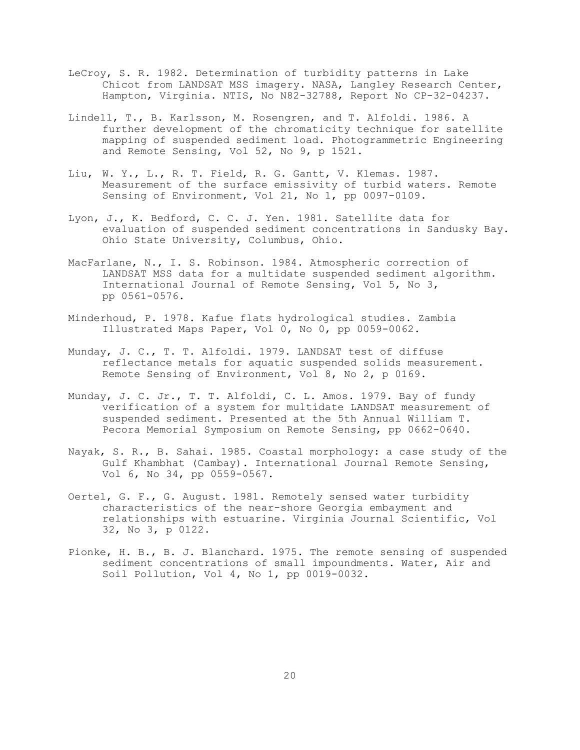LeCroy, S. R. 1982. Determination of turbidity patterns in Lake Chicot from LANDSAT MSS imagery. NASA, Langley Research Center, Hampton, Virginia. NTIS, No N82-32788, Report No CP-32-04237.

Lindell, T., B. Karlsson, M. Rosengren, and T. Alfoldi. 1986. A further development of the chromaticity technique for satellite mapping of suspended sediment load. Photogrammetric Engineering and Remote Sensing, Vol 52, No 9, p 1521.

Liu, W. Y., L., R. T. Field, R. G. Gantt, V. Klemas. 1987. Measurement of the surface emissivity of turbid waters. Remote Sensing of Environment, Vol 21, No 1, pp 0097-0109.

Lyon, J., K. Bedford, C. C. J. Yen. 1981. Satellite data for evaluation of suspended sediment concentrations in Sandusky Bay. Ohio State University, Columbus, Ohio.

MacFarlane, N., I. S. Robinson. 1984. Atmospheric correction of LANDSAT MSS data for a multidate suspended sediment algorithm. International Journal of Remote Sensing, Vol 5, No 3, pp 0561-0576.

Minderhoud, P. 1978. Kafue flats hydrological studies. Zambia Illustrated Maps Paper, Vol 0, No 0, pp 0059-0062.

Munday, J. C., T. T. Alfoldi. 1979. LANDSAT test of diffuse reflectance metals for aquatic suspended solids measurement. Remote Sensing of Environment, Vol 8, No 2, p 0169.

Munday, J. C. Jr., T. T. Alfoldi, C. L. Amos. 1979. Bay of fundy verification of a system for multidate LANDSAT measurement of suspended sediment. Presented at the 5th Annual William T. Pecora Memorial Symposium on Remote Sensing, pp 0662-0640.

Nayak, S. R., B. Sahai. 1985. Coastal morphology: a case study of the Gulf Khambhat (Cambay). International Journal Remote Sensing, Vol 6, No 34, pp 0559-0567.

Oertel, G. F., G. August. 1981. Remotely sensed water turbidity characteristics of the near-shore Georgia embayment and relationships with estuarine. Virginia Journal Scientific, Vol 32, No 3, p 0122.

Pionke, H. B., B. J. Blanchard. 1975. The remote sensing of suspended sediment concentrations of small impoundments. Water, Air and Soil Pollution, Vol 4, No 1, pp 0019-0032.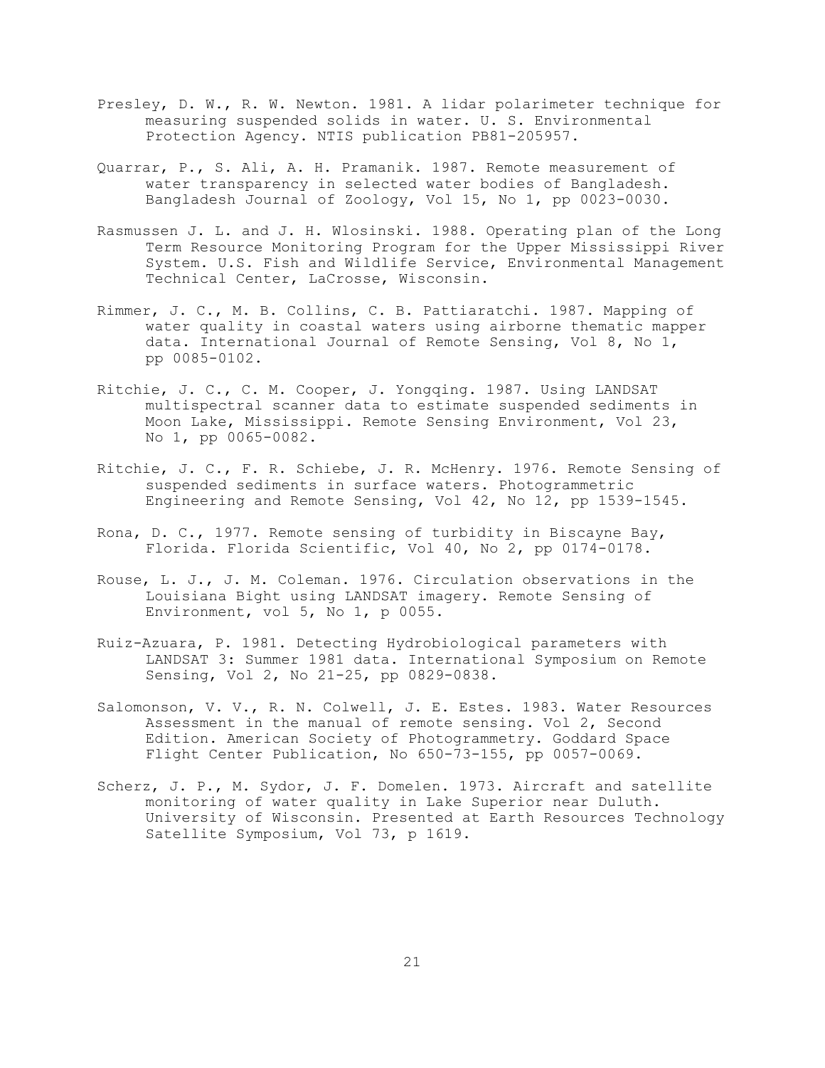Presley, D. W., R. W. Newton. 1981. A lidar polarimeter technique for measuring suspended solids in water. U. S. Environmental Protection Agency. NTIS publication PB81-205957.

Quarrar, P., S. Ali, A. H. Pramanik. 1987. Remote measurement of water transparency in selected water bodies of Bangladesh. Bangladesh Journal of Zoology, Vol 15, No 1, pp 0023-0030.

Rasmussen J. L. and J. H. Wlosinski. 1988. Operating plan of the Long Term Resource Monitoring Program for the Upper Mississippi River System. U.S. Fish and Wildlife Service, Environmental Management Technical Center, LaCrosse, Wisconsin.

Rimmer, J. C., M. B. Collins, C. B. Pattiaratchi. 1987. Mapping of water quality in coastal waters using airborne thematic mapper data. International Journal of Remote Sensing, Vol 8, No 1, pp 0085-0102.

Ritchie, J. C., C. M. Cooper, J. Yongqing. 1987. Using LANDSAT multispectral scanner data to estimate suspended sediments in Moon Lake, Mississippi. Remote Sensing Environment, Vol 23, No 1, pp 0065-0082.

Ritchie, J. C., F. R. Schiebe, J. R. McHenry. 1976. Remote Sensing of suspended sediments in surface waters. Photogrammetric Engineering and Remote Sensing, Vol 42, No 12, pp 1539-1545.

Rona, D. C., 1977. Remote sensing of turbidity in Biscayne Bay, Florida. Florida Scientific, Vol 40, No 2, pp 0174-0178.

Rouse, L. J., J. M. Coleman. 1976. Circulation observations in the Louisiana Bight using LANDSAT imagery. Remote Sensing of Environment, vol 5, No 1, p 0055.

Ruiz-Azuara, P. 1981. Detecting Hydrobiological parameters with LANDSAT 3: Summer 1981 data. International Symposium on Remote Sensing, Vol 2, No 21-25, pp 0829-0838.

Salomonson, V. V., R. N. Colwell, J. E. Estes. 1983. Water Resources Assessment in the manual of remote sensing. Vol 2, Second Edition. American Society of Photogrammetry. Goddard Space Flight Center Publication, No 650-73-155, pp 0057-0069.

Scherz, J. P., M. Sydor, J. F. Domelen. 1973. Aircraft and satellite monitoring of water quality in Lake Superior near Duluth. University of Wisconsin. Presented at Earth Resources Technology Satellite Symposium, Vol 73, p 1619.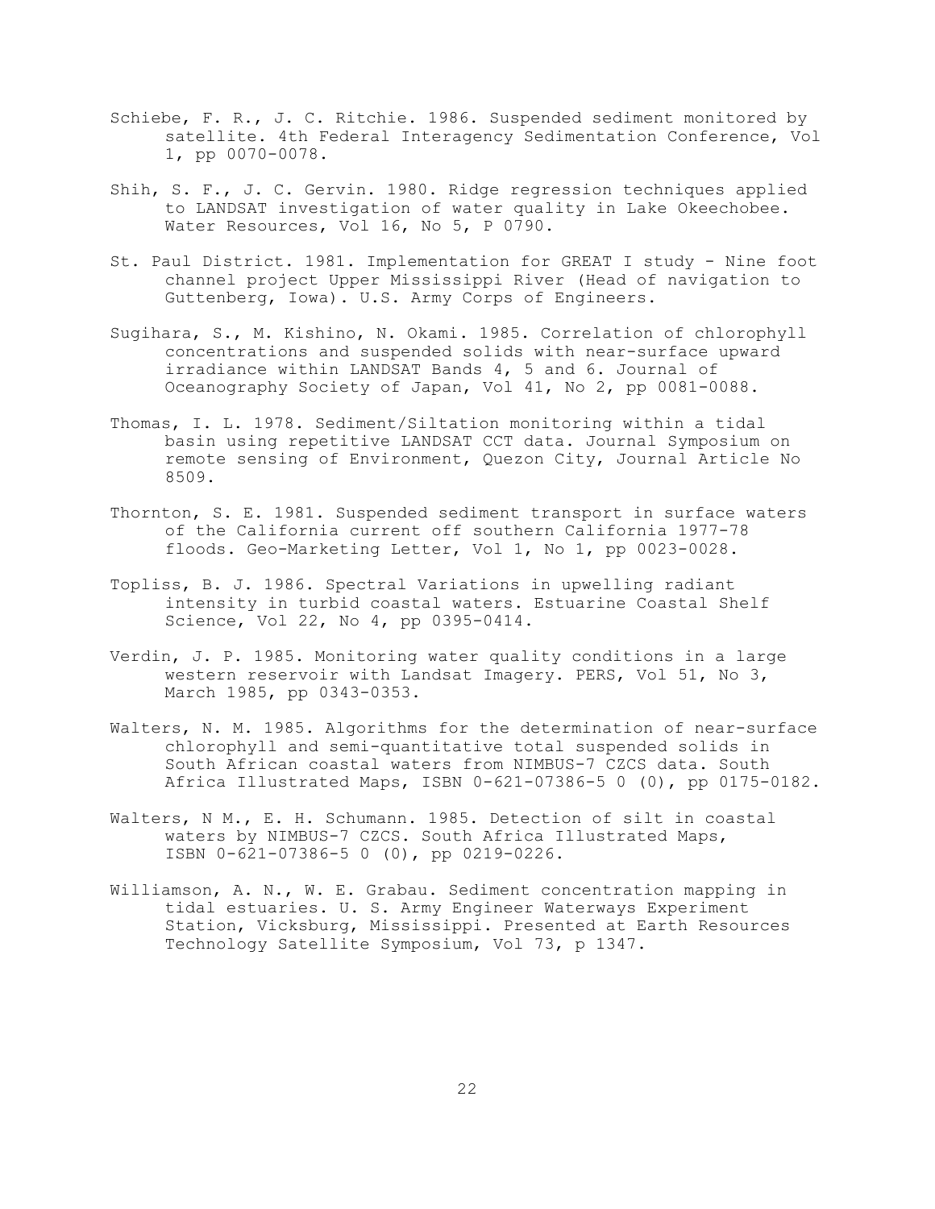Schiebe, F. R., J. C. Ritchie. 1986. Suspended sediment monitored by satellite. 4th Federal Interagency Sedimentation Conference, Vol 1, pp 0070-0078.

Shih, S. F., J. C. Gervin. 1980. Ridge regression techniques applied to LANDSAT investigation of water quality in Lake Okeechobee. Water Resources, Vol 16, No 5, P 0790.

St. Paul District. 1981. Implementation for GREAT I study - Nine foot channel project Upper Mississippi River (Head of navigation to Guttenberg, Iowa). U.S. Army Corps of Engineers.

Sugihara, S., M. Kishino, N. Okami. 1985. Correlation of chlorophyll concentrations and suspended solids with near-surface upward irradiance within LANDSAT Bands 4, 5 and 6. Journal of Oceanography Society of Japan, Vol 41, No 2, pp 0081-0088.

Thomas, I. L. 1978. Sediment/Siltation monitoring within a tidal basin using repetitive LANDSAT CCT data. Journal Symposium on remote sensing of Environment, Quezon City, Journal Article No 8509.

Thornton, S. E. 1981. Suspended sediment transport in surface waters of the California current off southern California 1977-78 floods. Geo-Marketing Letter, Vol 1, No 1, pp 0023-0028.

Topliss, B. J. 1986. Spectral Variations in upwelling radiant intensity in turbid coastal waters. Estuarine Coastal Shelf Science, Vol 22, No 4, pp 0395-0414.

Verdin, J. P. 1985. Monitoring water quality conditions in a large western reservoir with Landsat Imagery. PERS, Vol 51, No 3, March 1985, pp 0343-0353.

Walters, N. M. 1985. Algorithms for the determination of near-surface chlorophyll and semi-quantitative total suspended solids in South African coastal waters from NIMBUS-7 CZCS data. South Africa Illustrated Maps, ISBN 0-621-07386-5 0 (0), pp 0175-0182.

Walters, N M., E. H. Schumann. 1985. Detection of silt in coastal waters by NIMBUS-7 CZCS. South Africa Illustrated Maps, ISBN 0-621-07386-5 0 (0), pp 0219-0226.

Williamson, A. N., W. E. Grabau. Sediment concentration mapping in tidal estuaries. U. S. Army Engineer Waterways Experiment Station, Vicksburg, Mississippi. Presented at Earth Resources Technology Satellite Symposium, Vol 73, p 1347.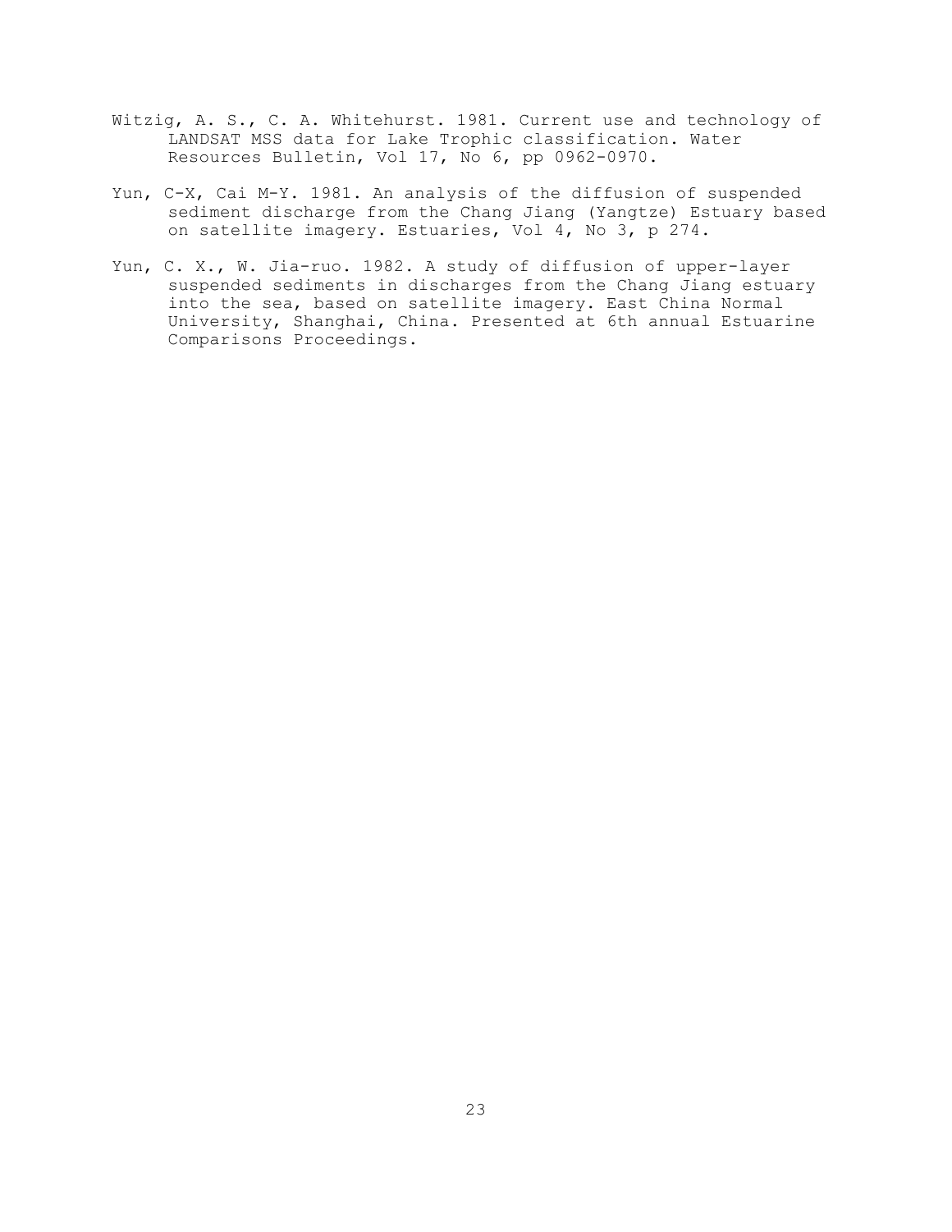Witzig, A. S., C. A. Whitehurst. 1981. Current use and technology of LANDSAT MSS data for Lake Trophic classification. Water Resources Bulletin, Vol 17, No 6, pp 0962-0970.

Yun, C-X, Cai M-Y. 1981. An analysis of the diffusion of suspended sediment discharge from the Chang Jiang (Yangtze) Estuary based on satellite imagery. Estuaries, Vol 4, No 3, p 274.

Yun, C. X., W. Jia-ruo. 1982. A study of diffusion of upper-layer suspended sediments in discharges from the Chang Jiang estuary into the sea, based on satellite imagery. East China Normal University, Shanghai, China. Presented at 6th annual Estuarine Comparisons Proceedings.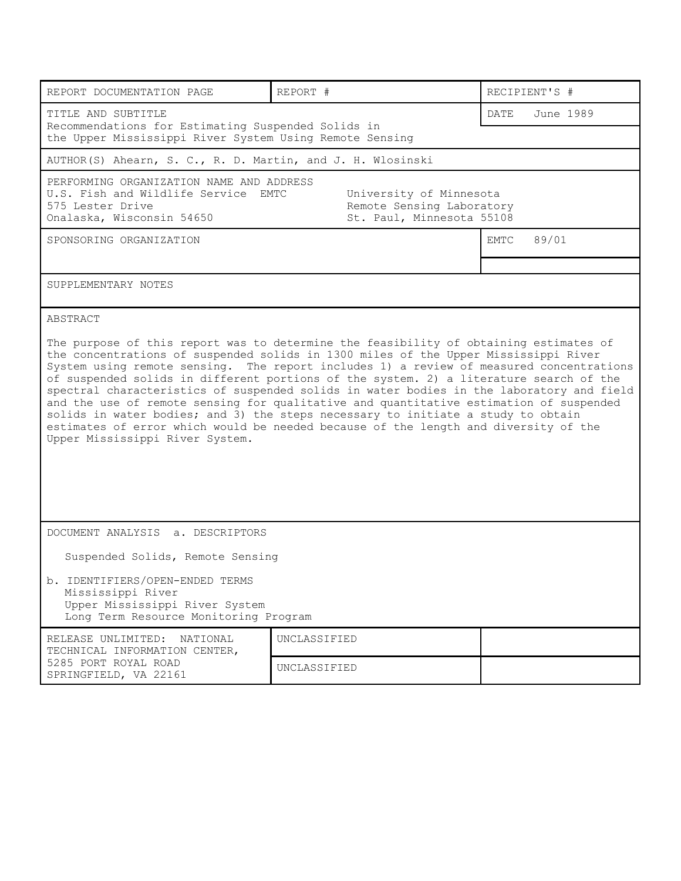| REPORT DOCUMENTATION PAGE | REPORT # | RECIPIENT'S # |
|---|---|---|
| TITLE AND SUBTITLE<br>Recommendations for Estimating Suspended Solids in the Upper Mississippi River System Using Remote Sensing | | DATE June 1989 |
| AUTHOR(S) Ahearn, S. C., R. D. Martin, and J. H. Wlosinski | | |
| PERFORMING ORGANIZATION NAME AND ADDRESS<br>U.S. Fish and Wildlife Service EMTC<br>575 Lester Drive<br>Onalaska, Wisconsin 54650 | University of Minnesota<br>Remote Sensing Laboratory<br>St. Paul, Minnesota 55108 | |
| SPONSORING ORGANIZATION | | EMTC 89/01 |
| SUPPLEMENTARY NOTES | | |

ABSTRACT

The purpose of this report was to determine the feasibility of obtaining estimates of the concentrations of suspended solids in 1300 miles of the Upper Mississippi River System using remote sensing. The report includes 1) a review of measured concentrations of suspended solids in different portions of the system. 2) a literature search of the spectral characteristics of suspended solids in water bodies in the laboratory and field and the use of remote sensing for qualitative and quantitative estimation of suspended solids in water bodies; and 3) the steps necessary to initiate a study to obtain estimates of error which would be needed because of the length and diversity of the Upper Mississippi River System.

DOCUMENT ANALYSIS a. DESCRIPTORS

Suspended Solids, Remote Sensing

b. IDENTIFIERS/OPEN-ENDED TERMS

Mississippi River
Upper Mississippi River System
Long Term Resource Monitoring Program

| | | |
|---|---|---|
| RELEASE UNLIMITED: NATIONAL TECHNICAL INFORMATION CENTER, 5285 PORT ROYAL ROAD SPRINGFIELD, VA 22161 | UNCLASSIFIED | |
| | UNCLASSIFIED | |